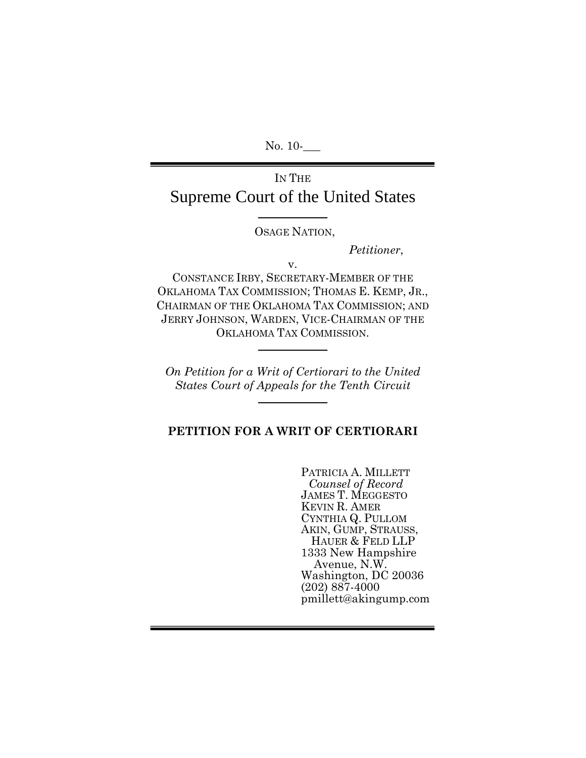No. 10-___

IN THE

# Supreme Court of the United States

OSAGE NATION,

*Petitioner*,

v.

CONSTANCE IRBY, SECRETARY-MEMBER OF THE OKLAHOMA TAX COMMISSION; THOMAS E. KEMP, JR., CHAIRMAN OF THE OKLAHOMA TAX COMMISSION; AND JERRY JOHNSON, WARDEN, VICE-CHAIRMAN OF THE OKLAHOMA TAX COMMISSION.

*On Petition for a Writ of Certiorari to the United States Court of Appeals for the Tenth Circuit*

**PETITION FOR A WRIT OF CERTIORARI**

PATRICIA A. MILLETT
*Counsel of Record*
JAMES T. MEGGESTO
KEVIN R. AMER
CYNTHIA Q. PULLOM
AKIN, GUMP, STRAUSS, HAUER & FELD LLP
1333 New Hampshire Avenue, N.W.
Washington, DC 20036
(202) 887-4000
pmillett@akingump.com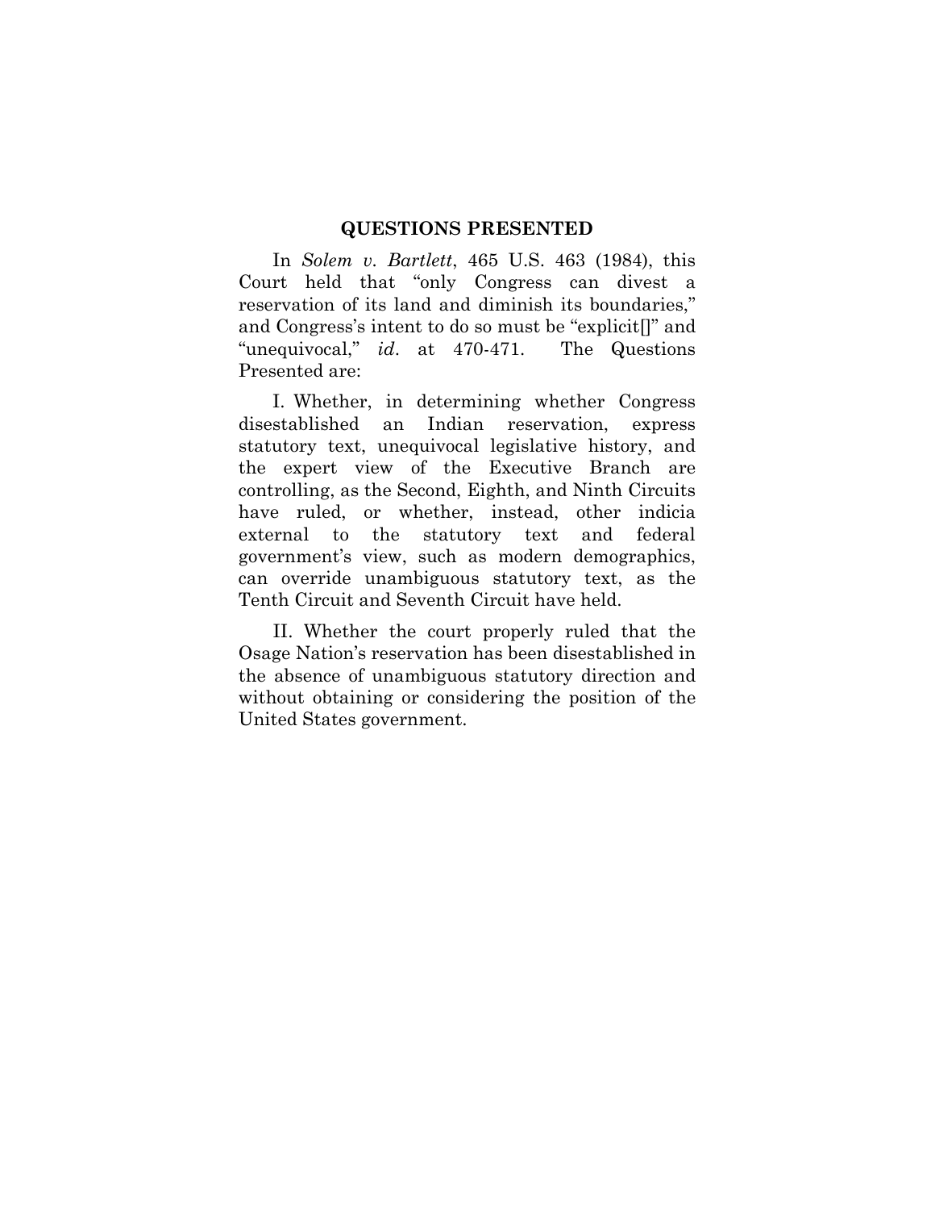## QUESTIONS PRESENTED

In *Solem v. Bartlett*, 465 U.S. 463 (1984), this Court held that "only Congress can divest a reservation of its land and diminish its boundaries," and Congress's intent to do so must be "explicit[]" and "unequivocal," *id*. at 470-471. The Questions Presented are:

I. Whether, in determining whether Congress disestablished an Indian reservation, express statutory text, unequivocal legislative history, and the expert view of the Executive Branch are controlling, as the Second, Eighth, and Ninth Circuits have ruled, or whether, instead, other indicia external to the statutory text and federal government's view, such as modern demographics, can override unambiguous statutory text, as the Tenth Circuit and Seventh Circuit have held.

II. Whether the court properly ruled that the Osage Nation's reservation has been disestablished in the absence of unambiguous statutory direction and without obtaining or considering the position of the United States government.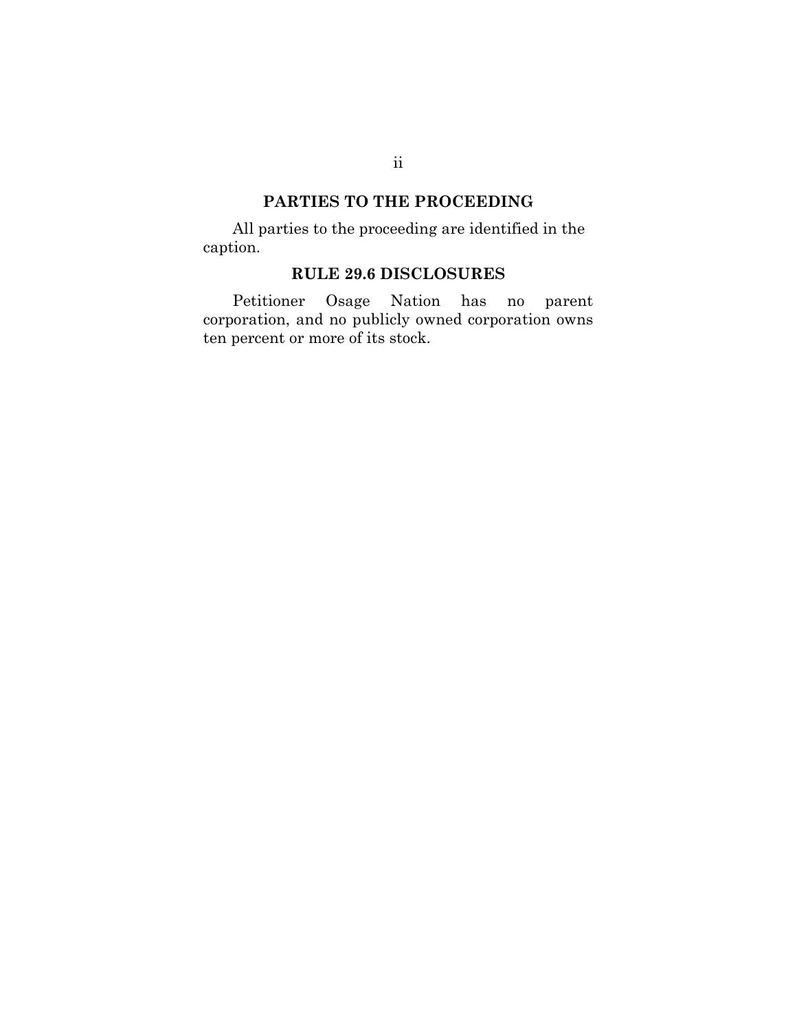## PARTIES TO THE PROCEEDING

All parties to the proceeding are identified in the caption.

## RULE 29.6 DISCLOSURES

Petitioner Osage Nation has no parent corporation, and no publicly owned corporation owns ten percent or more of its stock.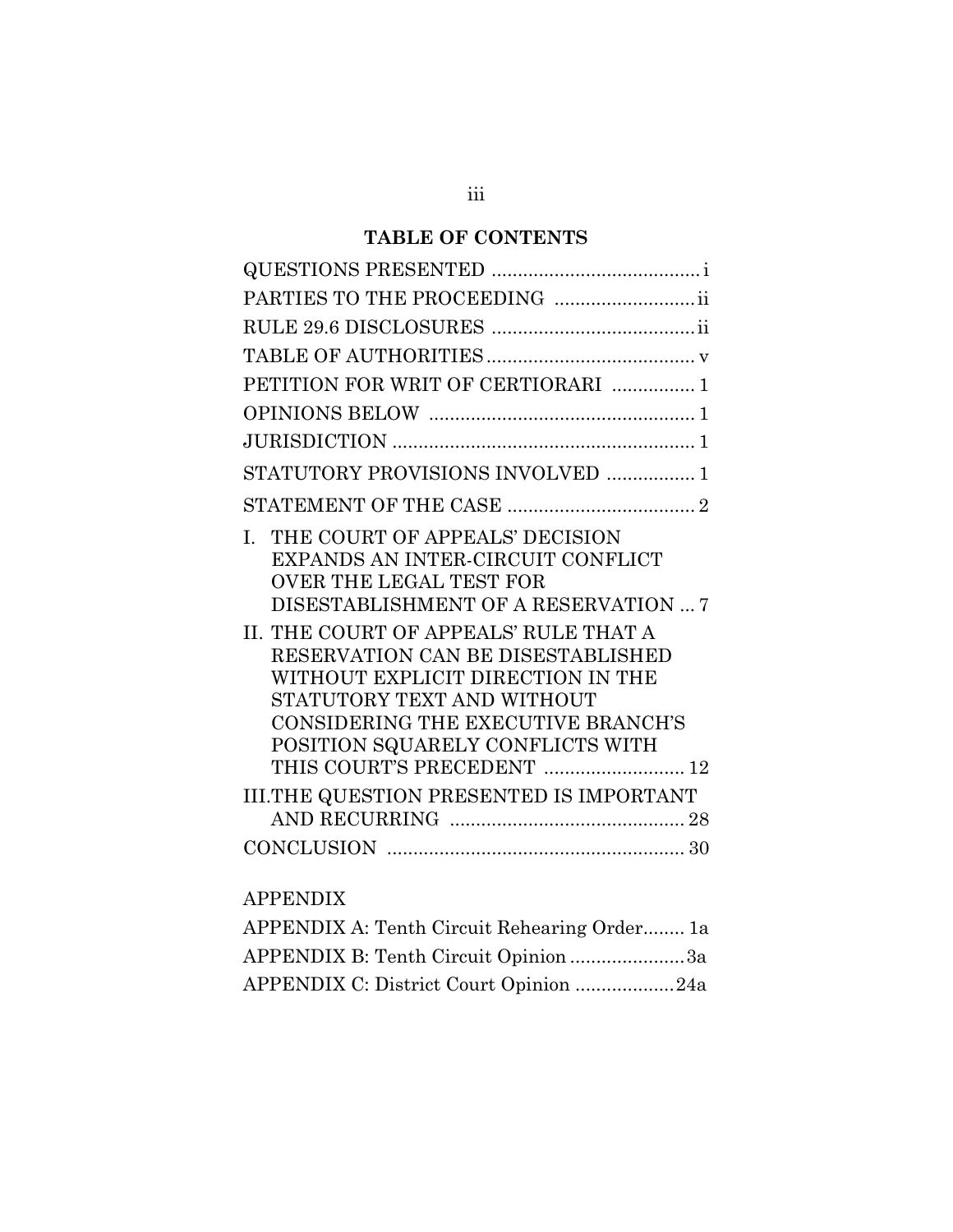## TABLE OF CONTENTS

| | |
|---|---|
| QUESTIONS PRESENTED | i |
| PARTIES TO THE PROCEEDING | ii |
| RULE 29.6 DISCLOSURES | ii |
| TABLE OF AUTHORITIES | v |
| PETITION FOR WRIT OF CERTIORARI | 1 |
| OPINIONS BELOW | 1 |
| JURISDICTION | 1 |
| STATUTORY PROVISIONS INVOLVED | 1 |
| STATEMENT OF THE CASE | 2 |
| I. THE COURT OF APPEALS' DECISION EXPANDS AN INTER-CIRCUIT CONFLICT OVER THE LEGAL TEST FOR DISESTABLISHMENT OF A RESERVATION | 7 |
| II. THE COURT OF APPEALS' RULE THAT A RESERVATION CAN BE DISESTABLISHED WITHOUT EXPLICIT DIRECTION IN THE STATUTORY TEXT AND WITHOUT CONSIDERING THE EXECUTIVE BRANCH'S POSITION SQUARELY CONFLICTS WITH THIS COURT'S PRECEDENT | 12 |
| III. THE QUESTION PRESENTED IS IMPORTANT AND RECURRING | 28 |
| CONCLUSION | 30 |

APPENDIX

| | |
|---|---|
| APPENDIX A: Tenth Circuit Rehearing Order | 1a |
| APPENDIX B: Tenth Circuit Opinion | 3a |
| APPENDIX C: District Court Opinion | 24a |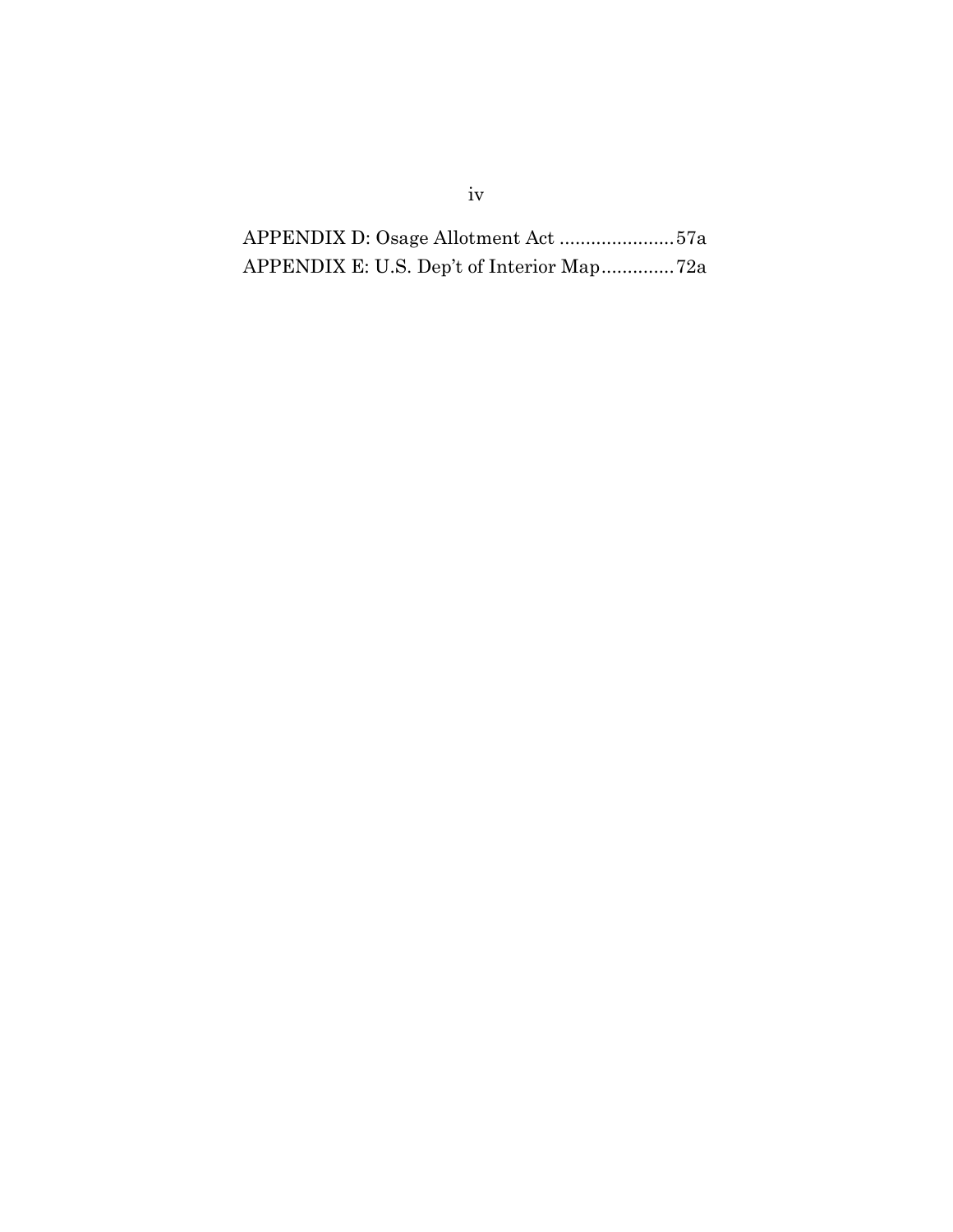APPENDIX D: Osage Allotment Act ......................57a
APPENDIX E: U.S. Dep't of Interior Map..............72a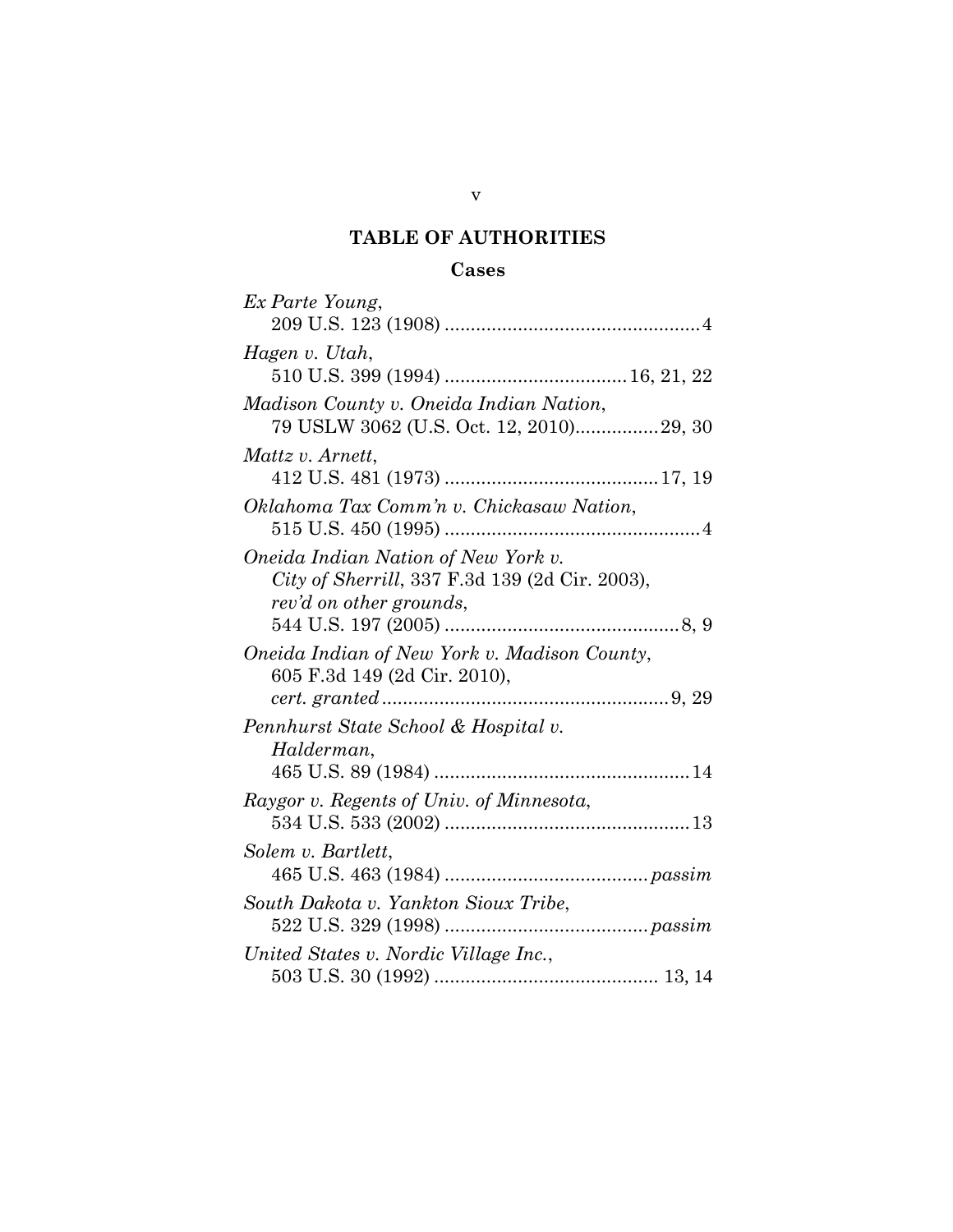## TABLE OF AUTHORITIES

### Cases

*Ex Parte Young*,
209 U.S. 123 (1908) .................................................4

*Hagen v. Utah*,
510 U.S. 399 (1994) ..................................16, 21, 22

*Madison County v. Oneida Indian Nation*,
79 USLW 3062 (U.S. Oct. 12, 2010)................29, 30

*Mattz v. Arnett*,
412 U.S. 481 (1973) .........................................17, 19

*Oklahoma Tax Comm'n v. Chickasaw Nation*,
515 U.S. 450 (1995) .................................................4

*Oneida Indian Nation of New York v. City of Sherrill*, 337 F.3d 139 (2d Cir. 2003), *rev'd on other grounds*,
544 U.S. 197 (2005) .............................................8, 9

*Oneida Indian of New York v. Madison County*,
605 F.3d 149 (2d Cir. 2010),
*cert. granted*.......................................................9, 29

*Pennhurst State School & Hospital v. Halderman*,
465 U.S. 89 (1984) .................................................14

*Raygor v. Regents of Univ. of Minnesota*,
534 U.S. 533 (2002) ...............................................13

*Solem v. Bartlett*,
465 U.S. 463 (1984) .......................................*passim*

*South Dakota v. Yankton Sioux Tribe*,
522 U.S. 329 (1998) .......................................*passim*

*United States v. Nordic Village Inc.*,
503 U.S. 30 (1992) ........................................... 13, 14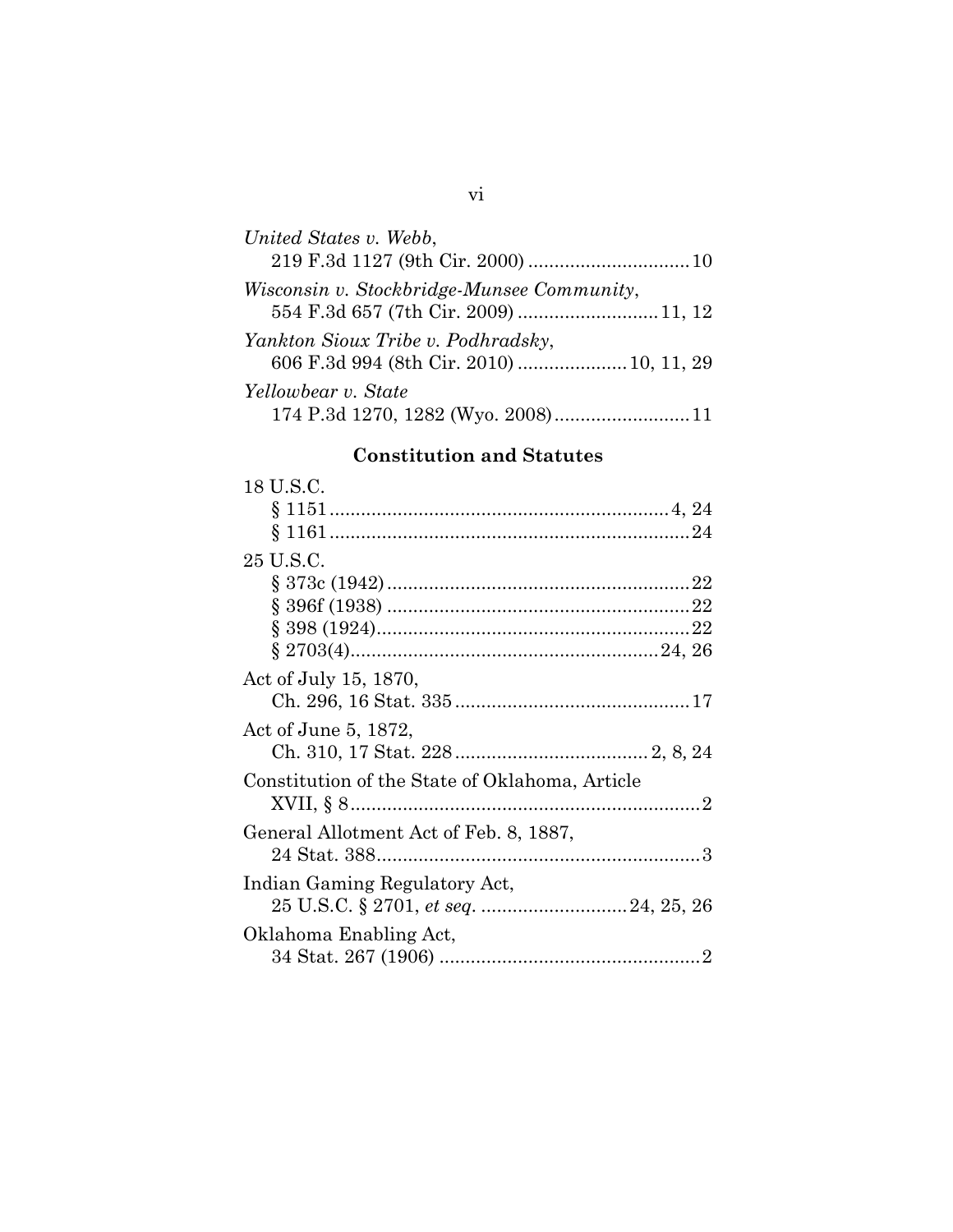*United States v. Webb*,
219 F.3d 1127 (9th Cir. 2000) ............................... 10

*Wisconsin v. Stockbridge-Munsee Community*,
554 F.3d 657 (7th Cir. 2009) ........................... 11, 12

*Yankton Sioux Tribe v. Podhradsky*,
606 F.3d 994 (8th Cir. 2010) ..................... 10, 11, 29

*Yellowbear v. State*
174 P.3d 1270, 1282 (Wyo. 2008) ......................... 11

## Constitution and Statutes

18 U.S.C.
§ 1151 ................................................................. 4, 24
§ 1161 ..................................................................... 24

25 U.S.C.
§ 373c (1942) .......................................................... 22
§ 396f (1938) .......................................................... 22
§ 398 (1924) ............................................................ 22
§ 2703(4) ........................................................... 24, 26

Act of July 15, 1870,
Ch. 296, 16 Stat. 335 ............................................. 17

Act of June 5, 1872,
Ch. 310, 17 Stat. 228 ..................................... 2, 8, 24

Constitution of the State of Oklahoma, Article
XVII, § 8 .................................................................. 2

General Allotment Act of Feb. 8, 1887,
24 Stat. 388 .............................................................. 3

Indian Gaming Regulatory Act,
25 U.S.C. § 2701, *et seq.* ............................ 24, 25, 26

Oklahoma Enabling Act,
34 Stat. 267 (1906) .................................................. 2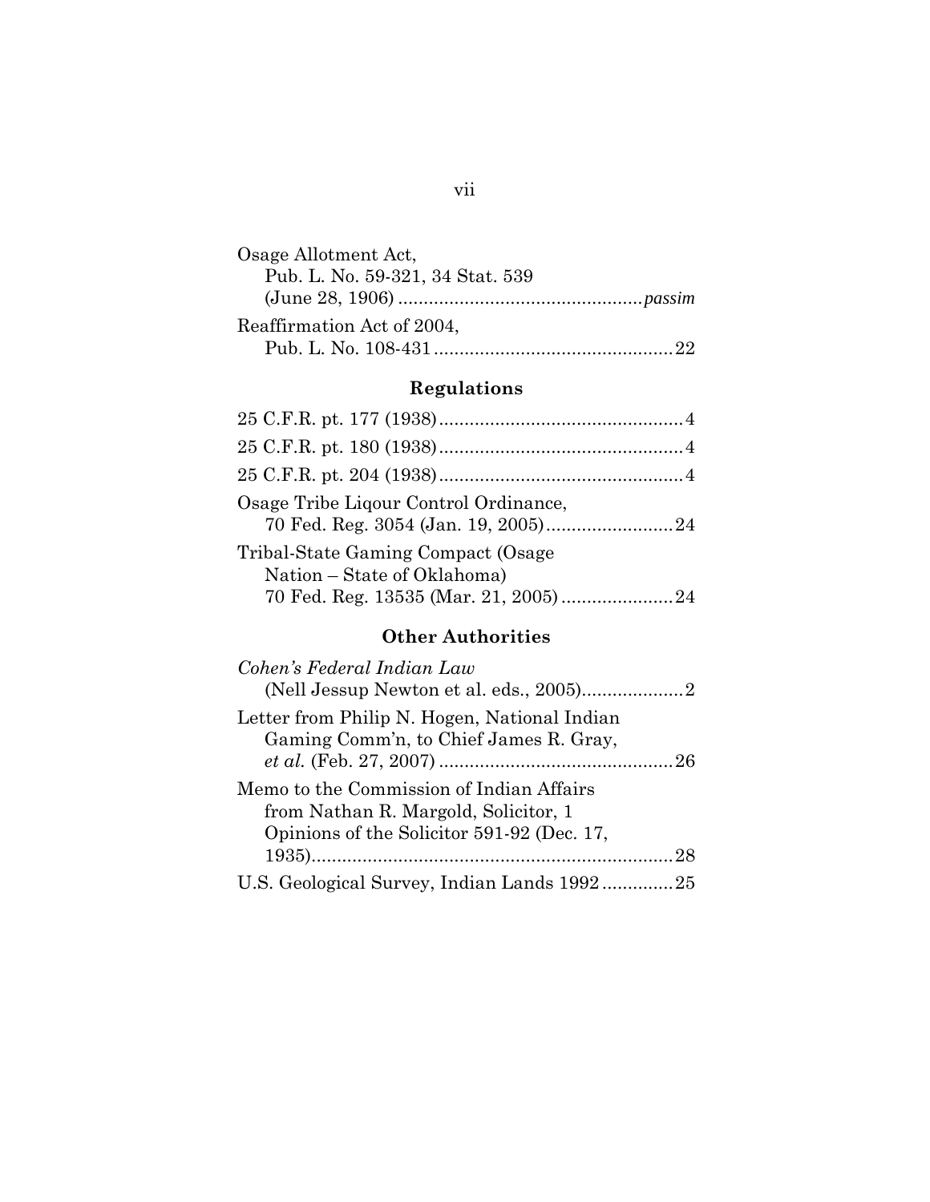Osage Allotment Act,
Pub. L. No. 59-321, 34 Stat. 539
(June 28, 1906) ................................................*passim*

Reaffirmation Act of 2004,
Pub. L. No. 108-431..............................................22

### Regulations

25 C.F.R. pt. 177 (1938)................................................4

25 C.F.R. pt. 180 (1938)................................................4

25 C.F.R. pt. 204 (1938)................................................4

Osage Tribe Liqour Control Ordinance,
70 Fed. Reg. 3054 (Jan. 19, 2005).........................24

Tribal-State Gaming Compact (Osage
Nation – State of Oklahoma)
70 Fed. Reg. 13535 (Mar. 21, 2005) ......................24

### Other Authorities

*Cohen's Federal Indian Law*
(Nell Jessup Newton et al. eds., 2005)....................2

Letter from Philip N. Hogen, National Indian
Gaming Comm'n, to Chief James R. Gray,
*et al.* (Feb. 27, 2007) .............................................26

Memo to the Commission of Indian Affairs
from Nathan R. Margold, Solicitor, 1
Opinions of the Solicitor 591-92 (Dec. 17,
1935)......................................................................28

U.S. Geological Survey, Indian Lands 1992 .............25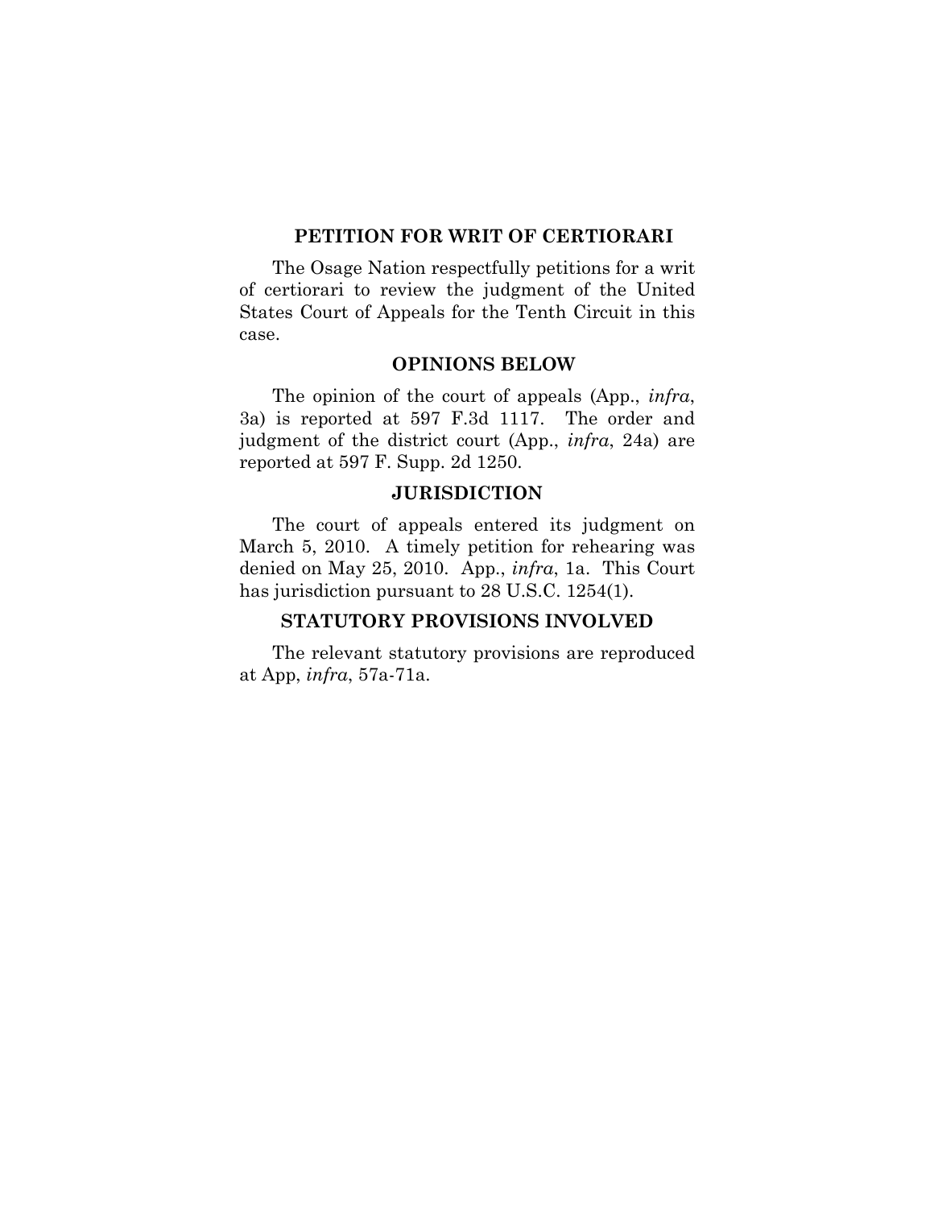## PETITION FOR WRIT OF CERTIORARI

The Osage Nation respectfully petitions for a writ of certiorari to review the judgment of the United States Court of Appeals for the Tenth Circuit in this case.

## OPINIONS BELOW

The opinion of the court of appeals (App., *infra*, 3a) is reported at 597 F.3d 1117. The order and judgment of the district court (App., *infra*, 24a) are reported at 597 F. Supp. 2d 1250.

## JURISDICTION

The court of appeals entered its judgment on March 5, 2010. A timely petition for rehearing was denied on May 25, 2010. App., *infra*, 1a. This Court has jurisdiction pursuant to 28 U.S.C. 1254(1).

## STATUTORY PROVISIONS INVOLVED

The relevant statutory provisions are reproduced at App, *infra*, 57a-71a.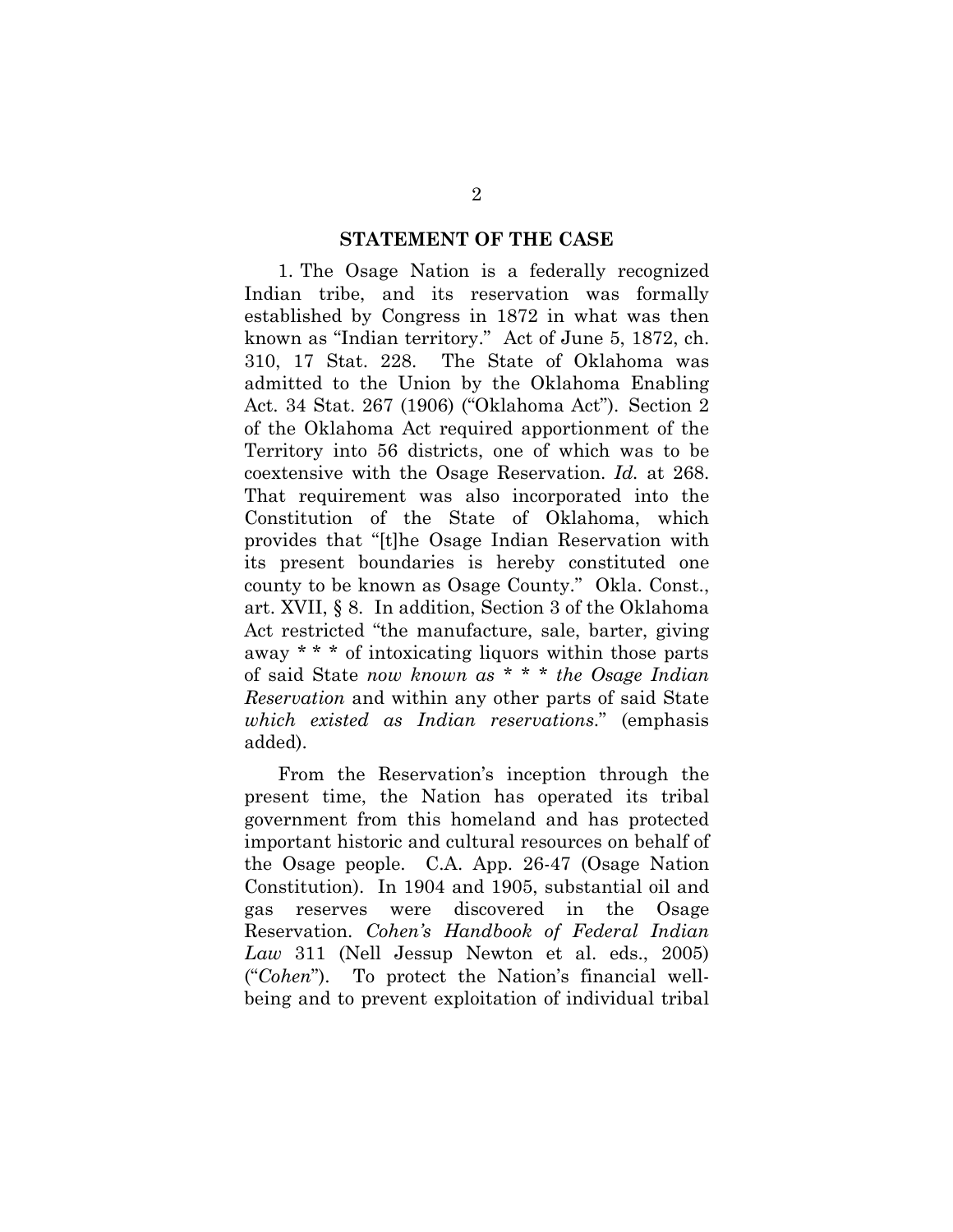## STATEMENT OF THE CASE

1. The Osage Nation is a federally recognized Indian tribe, and its reservation was formally established by Congress in 1872 in what was then known as "Indian territory." Act of June 5, 1872, ch. 310, 17 Stat. 228. The State of Oklahoma was admitted to the Union by the Oklahoma Enabling Act. 34 Stat. 267 (1906) ("Oklahoma Act"). Section 2 of the Oklahoma Act required apportionment of the Territory into 56 districts, one of which was to be coextensive with the Osage Reservation. *Id.* at 268. That requirement was also incorporated into the Constitution of the State of Oklahoma, which provides that "[t]he Osage Indian Reservation with its present boundaries is hereby constituted one county to be known as Osage County." Okla. Const., art. XVII, § 8. In addition, Section 3 of the Oklahoma Act restricted "the manufacture, sale, barter, giving away * * * of intoxicating liquors within those parts of said State *now known as * * * the Osage Indian Reservation* and within any other parts of said State *which existed as Indian reservations*." (emphasis added).

From the Reservation's inception through the present time, the Nation has operated its tribal government from this homeland and has protected important historic and cultural resources on behalf of the Osage people. C.A. App. 26-47 (Osage Nation Constitution). In 1904 and 1905, substantial oil and gas reserves were discovered in the Osage Reservation. *Cohen's Handbook of Federal Indian Law* 311 (Nell Jessup Newton et al. eds., 2005) ("*Cohen*"). To protect the Nation's financial well-being and to prevent exploitation of individual tribal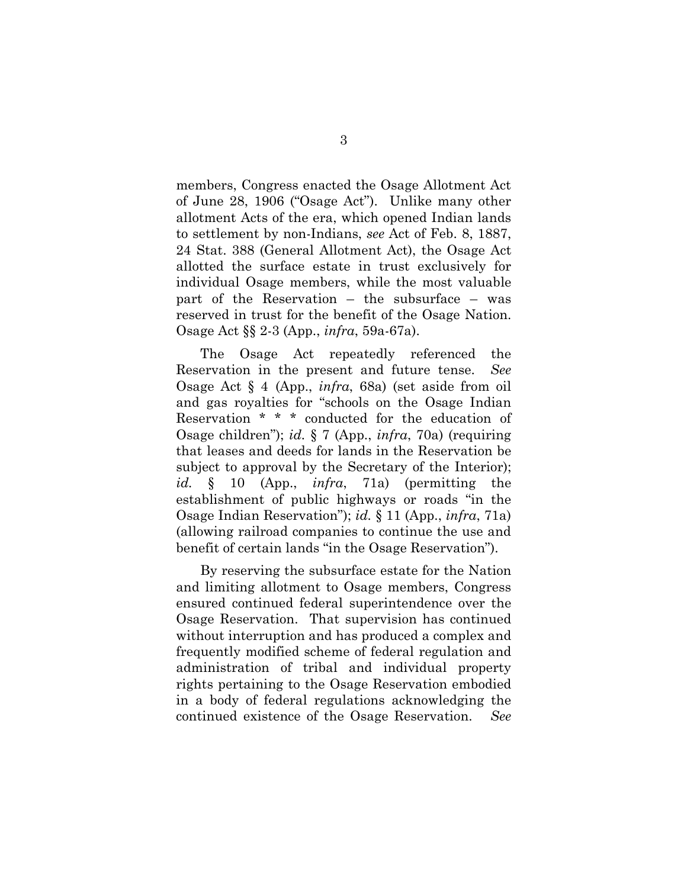members, Congress enacted the Osage Allotment Act of June 28, 1906 ("Osage Act"). Unlike many other allotment Acts of the era, which opened Indian lands to settlement by non-Indians, *see* Act of Feb. 8, 1887, 24 Stat. 388 (General Allotment Act), the Osage Act allotted the surface estate in trust exclusively for individual Osage members, while the most valuable part of the Reservation – the subsurface – was reserved in trust for the benefit of the Osage Nation. Osage Act §§ 2-3 (App., *infra*, 59a-67a).

The Osage Act repeatedly referenced the Reservation in the present and future tense. *See* Osage Act § 4 (App., *infra*, 68a) (set aside from oil and gas royalties for "schools on the Osage Indian Reservation * * * conducted for the education of Osage children"); *id.* § 7 (App., *infra*, 70a) (requiring that leases and deeds for lands in the Reservation be subject to approval by the Secretary of the Interior); *id.* § 10 (App., *infra*, 71a) (permitting the establishment of public highways or roads "in the Osage Indian Reservation"); *id.* § 11 (App., *infra*, 71a) (allowing railroad companies to continue the use and benefit of certain lands "in the Osage Reservation").

By reserving the subsurface estate for the Nation and limiting allotment to Osage members, Congress ensured continued federal superintendence over the Osage Reservation. That supervision has continued without interruption and has produced a complex and frequently modified scheme of federal regulation and administration of tribal and individual property rights pertaining to the Osage Reservation embodied in a body of federal regulations acknowledging the continued existence of the Osage Reservation. *See*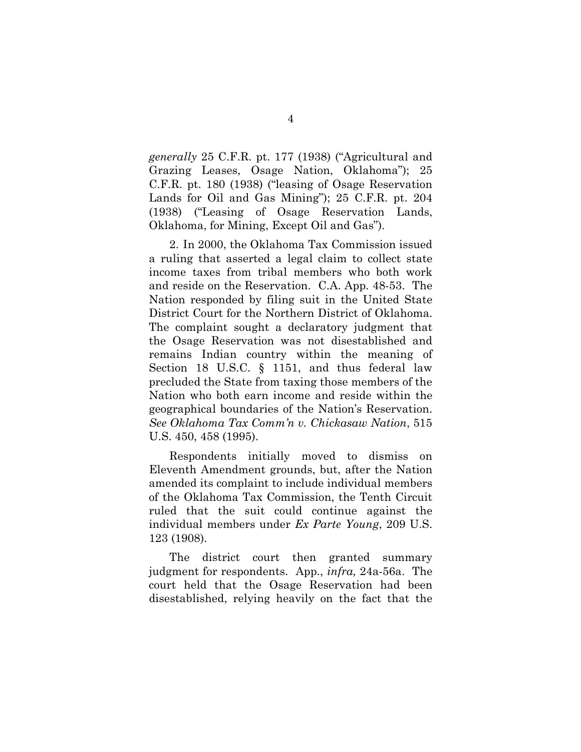*generally* 25 C.F.R. pt. 177 (1938) ("Agricultural and Grazing Leases, Osage Nation, Oklahoma"); 25 C.F.R. pt. 180 (1938) ("leasing of Osage Reservation Lands for Oil and Gas Mining"); 25 C.F.R. pt. 204 (1938) ("Leasing of Osage Reservation Lands, Oklahoma, for Mining, Except Oil and Gas").

2. In 2000, the Oklahoma Tax Commission issued a ruling that asserted a legal claim to collect state income taxes from tribal members who both work and reside on the Reservation. C.A. App. 48-53. The Nation responded by filing suit in the United State District Court for the Northern District of Oklahoma. The complaint sought a declaratory judgment that the Osage Reservation was not disestablished and remains Indian country within the meaning of Section 18 U.S.C. § 1151, and thus federal law precluded the State from taxing those members of the Nation who both earn income and reside within the geographical boundaries of the Nation's Reservation. *See Oklahoma Tax Comm'n v. Chickasaw Nation*, 515 U.S. 450, 458 (1995).

Respondents initially moved to dismiss on Eleventh Amendment grounds, but, after the Nation amended its complaint to include individual members of the Oklahoma Tax Commission, the Tenth Circuit ruled that the suit could continue against the individual members under *Ex Parte Young*, 209 U.S. 123 (1908).

The district court then granted summary judgment for respondents. App., *infra,* 24a-56a. The court held that the Osage Reservation had been disestablished, relying heavily on the fact that the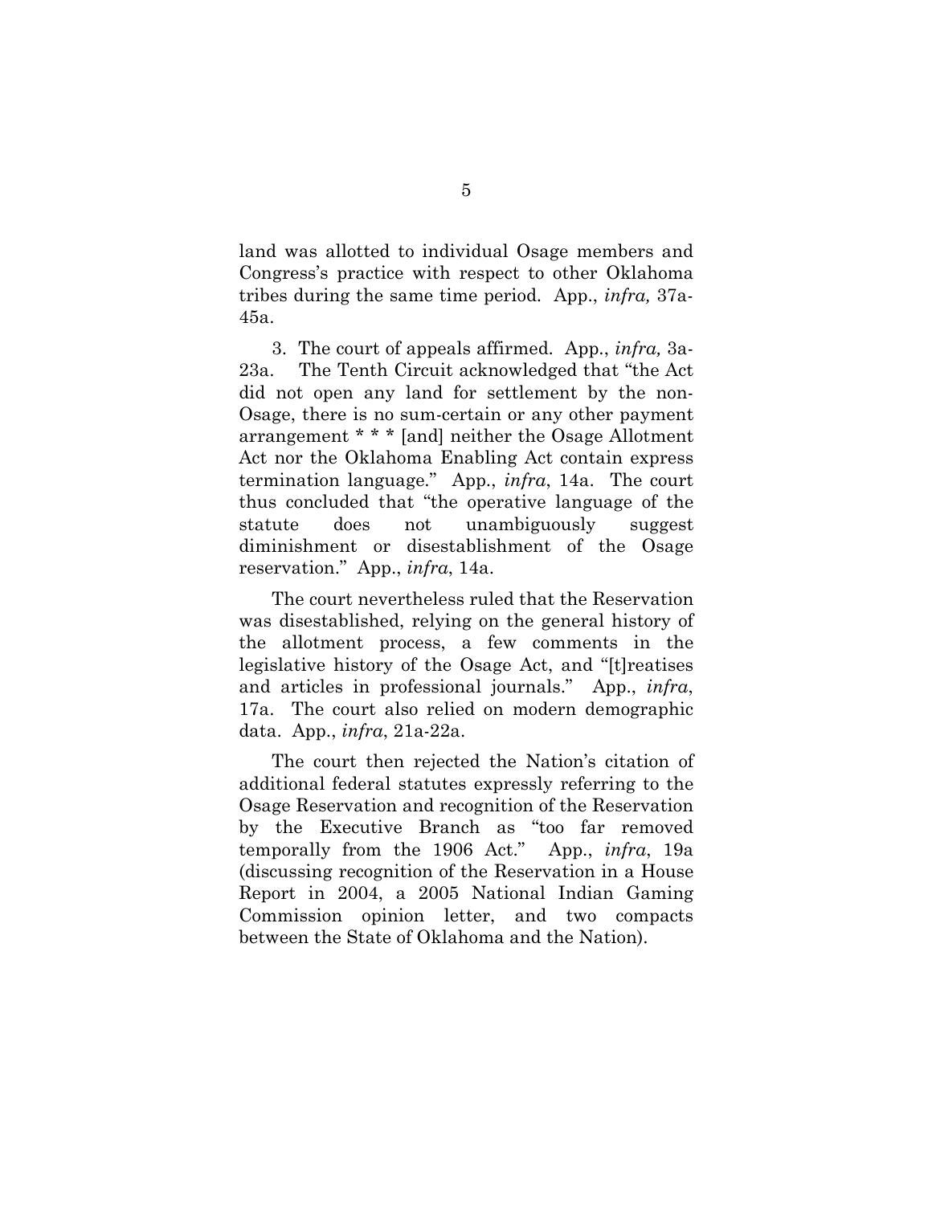land was allotted to individual Osage members and Congress's practice with respect to other Oklahoma tribes during the same time period. App., *infra,* 37a-45a.

3. The court of appeals affirmed. App., *infra,* 3a-23a. The Tenth Circuit acknowledged that "the Act did not open any land for settlement by the non-Osage, there is no sum-certain or any other payment arrangement * * * [and] neither the Osage Allotment Act nor the Oklahoma Enabling Act contain express termination language." App., *infra*, 14a. The court thus concluded that "the operative language of the statute does not unambiguously suggest diminishment or disestablishment of the Osage reservation." App., *infra*, 14a.

The court nevertheless ruled that the Reservation was disestablished, relying on the general history of the allotment process, a few comments in the legislative history of the Osage Act, and "[t]reatises and articles in professional journals." App., *infra*, 17a. The court also relied on modern demographic data. App., *infra*, 21a-22a.

The court then rejected the Nation's citation of additional federal statutes expressly referring to the Osage Reservation and recognition of the Reservation by the Executive Branch as "too far removed temporally from the 1906 Act." App., *infra*, 19a (discussing recognition of the Reservation in a House Report in 2004, a 2005 National Indian Gaming Commission opinion letter, and two compacts between the State of Oklahoma and the Nation).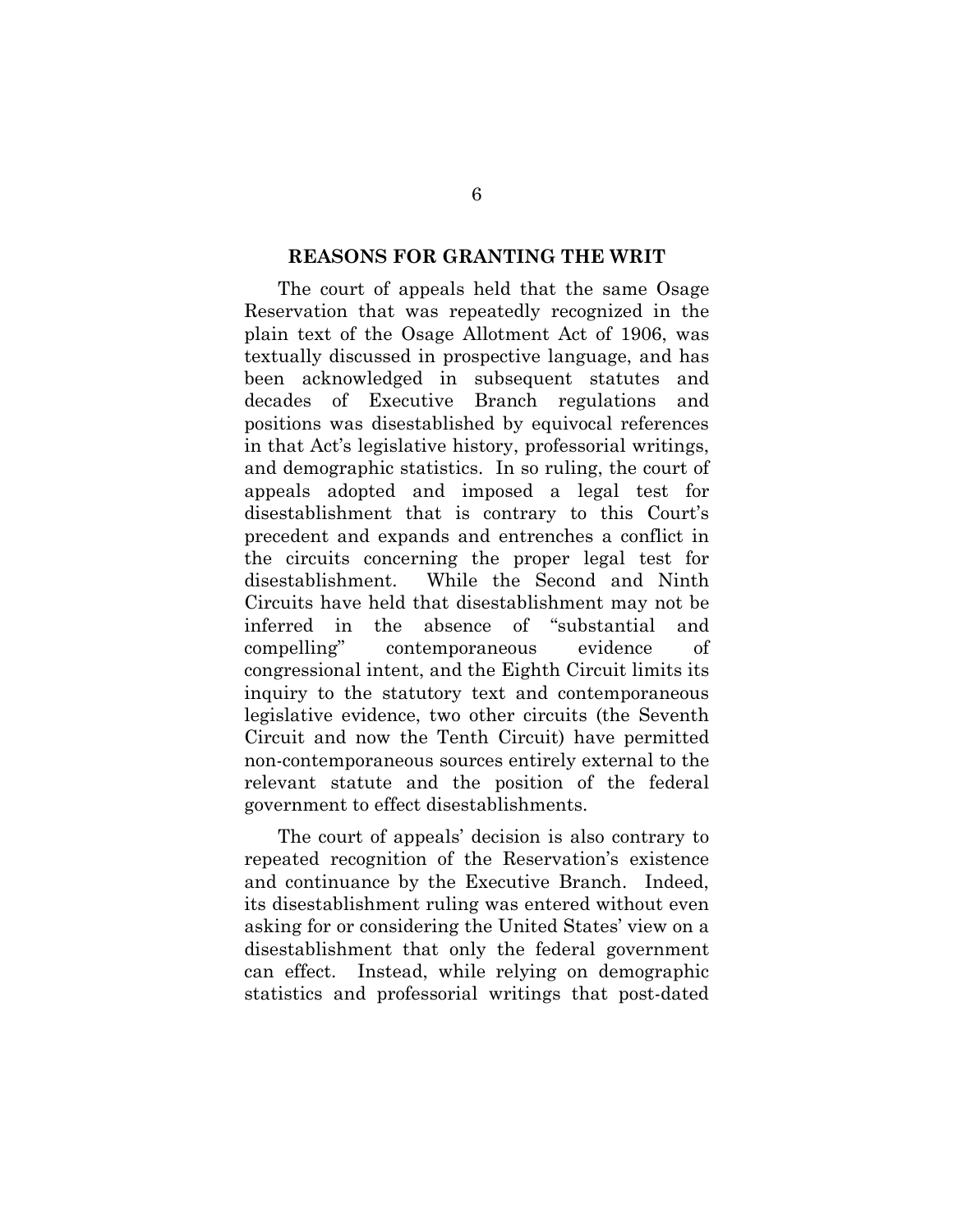## REASONS FOR GRANTING THE WRIT

The court of appeals held that the same Osage Reservation that was repeatedly recognized in the plain text of the Osage Allotment Act of 1906, was textually discussed in prospective language, and has been acknowledged in subsequent statutes and decades of Executive Branch regulations and positions was disestablished by equivocal references in that Act's legislative history, professorial writings, and demographic statistics. In so ruling, the court of appeals adopted and imposed a legal test for disestablishment that is contrary to this Court's precedent and expands and entrenches a conflict in the circuits concerning the proper legal test for disestablishment. While the Second and Ninth Circuits have held that disestablishment may not be inferred in the absence of "substantial and compelling" contemporaneous evidence of congressional intent, and the Eighth Circuit limits its inquiry to the statutory text and contemporaneous legislative evidence, two other circuits (the Seventh Circuit and now the Tenth Circuit) have permitted non-contemporaneous sources entirely external to the relevant statute and the position of the federal government to effect disestablishments.

The court of appeals' decision is also contrary to repeated recognition of the Reservation's existence and continuance by the Executive Branch. Indeed, its disestablishment ruling was entered without even asking for or considering the United States' view on a disestablishment that only the federal government can effect. Instead, while relying on demographic statistics and professorial writings that post-dated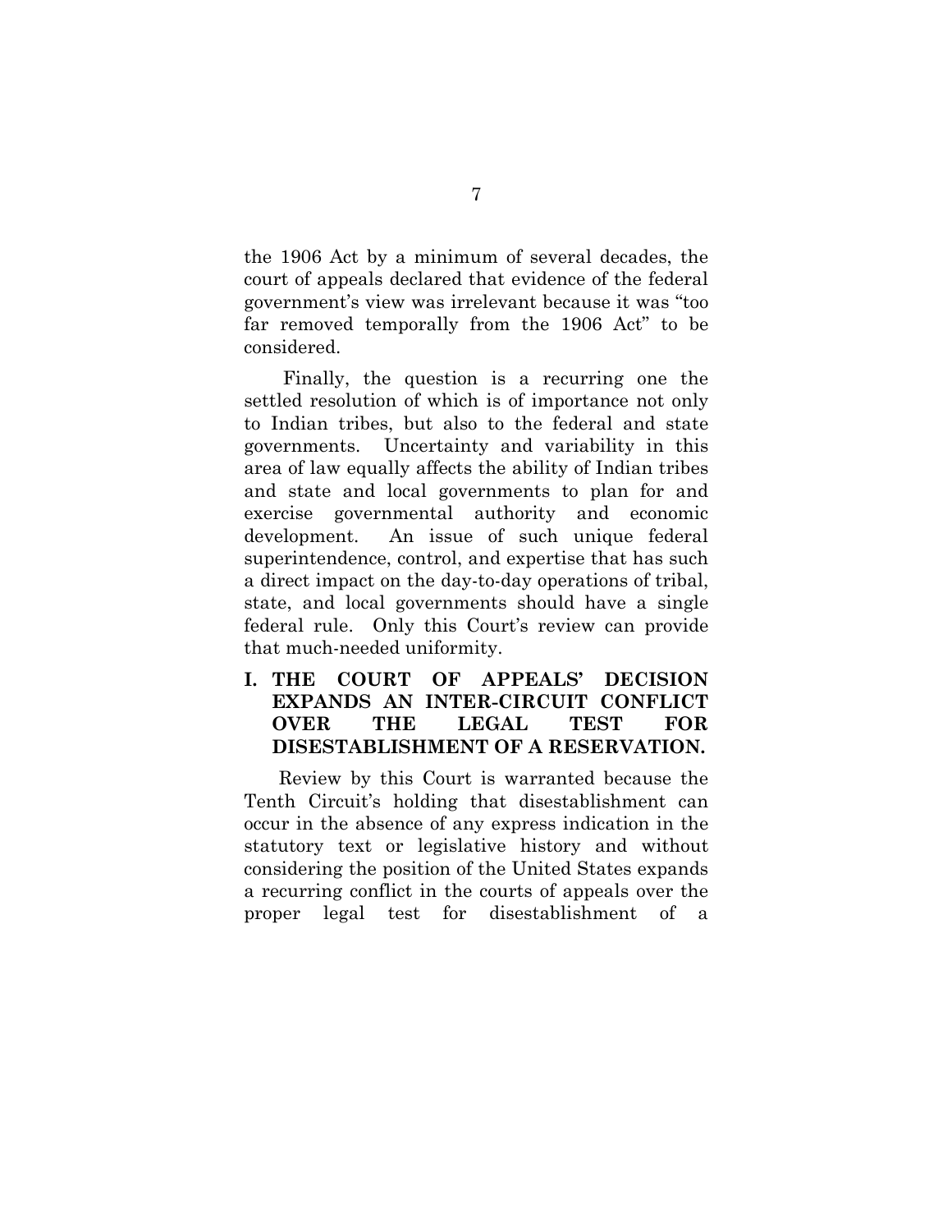the 1906 Act by a minimum of several decades, the court of appeals declared that evidence of the federal government's view was irrelevant because it was "too far removed temporally from the 1906 Act" to be considered.

Finally, the question is a recurring one the settled resolution of which is of importance not only to Indian tribes, but also to the federal and state governments. Uncertainty and variability in this area of law equally affects the ability of Indian tribes and state and local governments to plan for and exercise governmental authority and economic development. An issue of such unique federal superintendence, control, and expertise that has such a direct impact on the day-to-day operations of tribal, state, and local governments should have a single federal rule. Only this Court's review can provide that much-needed uniformity.

## I. THE COURT OF APPEALS' DECISION EXPANDS AN INTER-CIRCUIT CONFLICT OVER THE LEGAL TEST FOR DISESTABLISHMENT OF A RESERVATION.

Review by this Court is warranted because the Tenth Circuit's holding that disestablishment can occur in the absence of any express indication in the statutory text or legislative history and without considering the position of the United States expands a recurring conflict in the courts of appeals over the proper legal test for disestablishment of a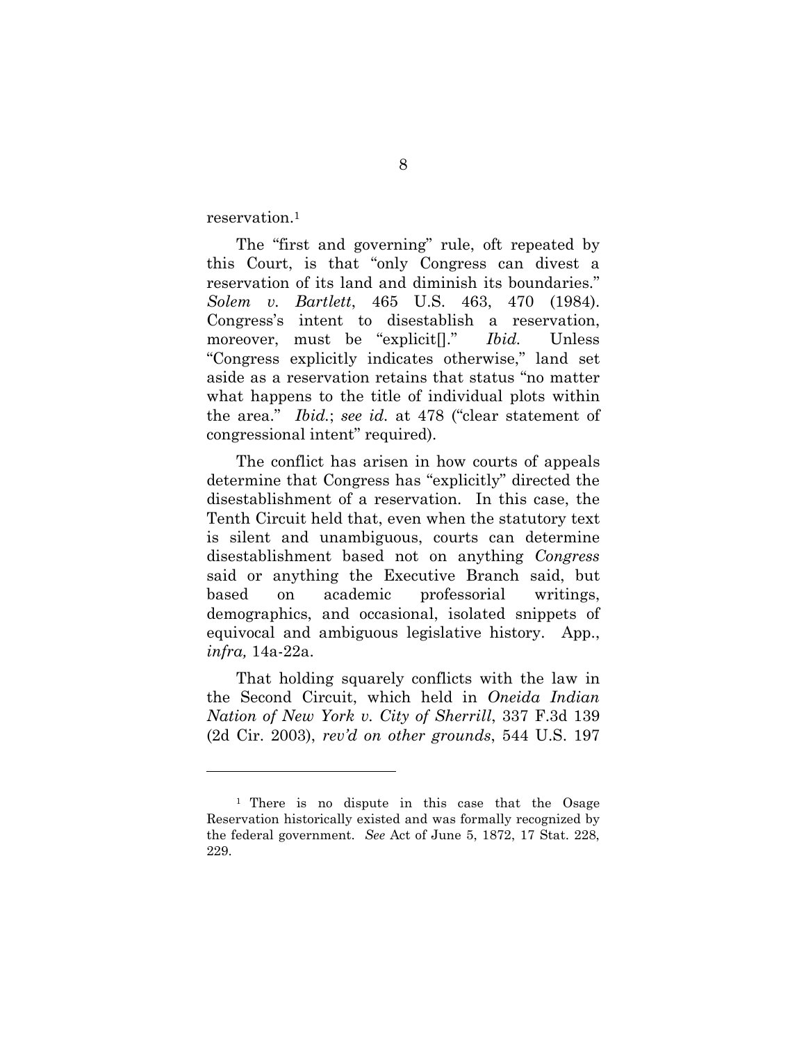reservation.[1]

The "first and governing" rule, oft repeated by this Court, is that "only Congress can divest a reservation of its land and diminish its boundaries." *Solem v. Bartlett*, 465 U.S. 463, 470 (1984). Congress's intent to disestablish a reservation, moreover, must be "explicit[]." *Ibid.* Unless "Congress explicitly indicates otherwise," land set aside as a reservation retains that status "no matter what happens to the title of individual plots within the area." *Ibid.*; *see id.* at 478 ("clear statement of congressional intent" required).

The conflict has arisen in how courts of appeals determine that Congress has "explicitly" directed the disestablishment of a reservation. In this case, the Tenth Circuit held that, even when the statutory text is silent and unambiguous, courts can determine disestablishment based not on anything *Congress* said or anything the Executive Branch said, but based on academic professorial writings, demographics, and occasional, isolated snippets of equivocal and ambiguous legislative history. App., *infra,* 14a-22a.

That holding squarely conflicts with the law in the Second Circuit, which held in *Oneida Indian Nation of New York v. City of Sherrill*, 337 F.3d 139 (2d Cir. 2003), *rev'd on other grounds*, 544 U.S. 197

---

[1] There is no dispute in this case that the Osage Reservation historically existed and was formally recognized by the federal government. *See* Act of June 5, 1872, 17 Stat. 228, 229.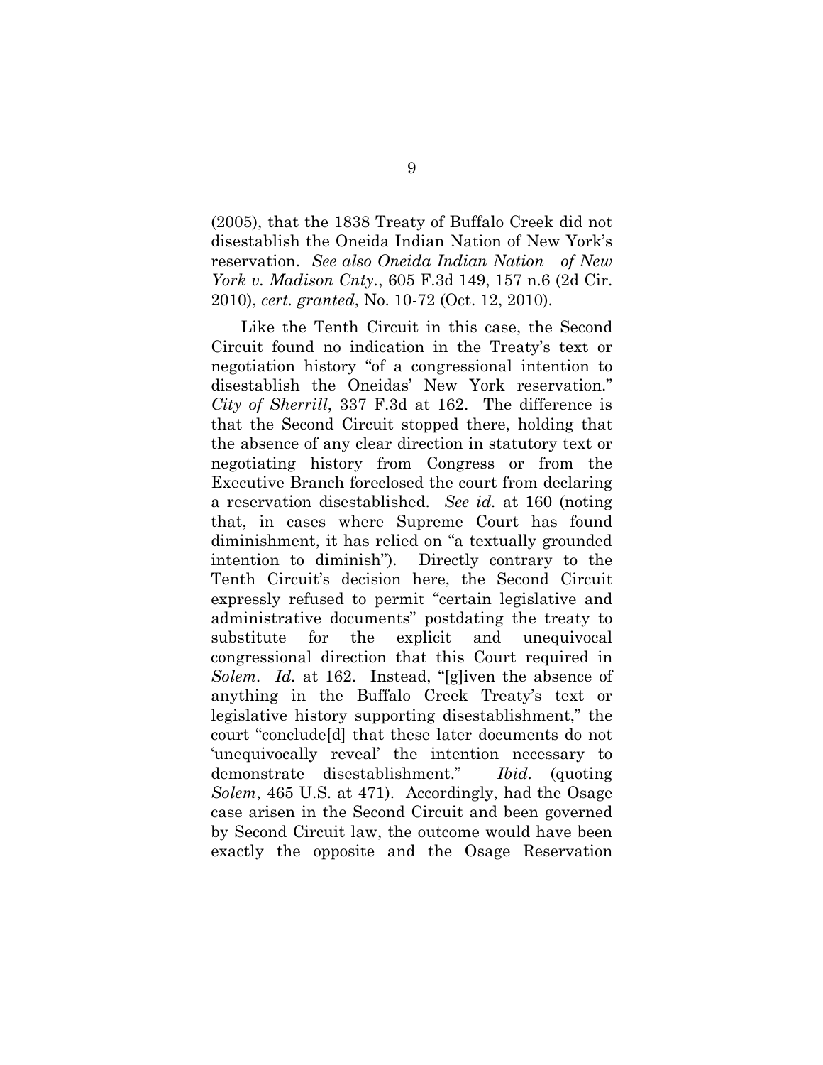(2005), that the 1838 Treaty of Buffalo Creek did not disestablish the Oneida Indian Nation of New York's reservation. *See also Oneida Indian Nation of New York v. Madison Cnty.*, 605 F.3d 149, 157 n.6 (2d Cir. 2010), *cert. granted*, No. 10-72 (Oct. 12, 2010).

Like the Tenth Circuit in this case, the Second Circuit found no indication in the Treaty's text or negotiation history "of a congressional intention to disestablish the Oneidas' New York reservation." *City of Sherrill*, 337 F.3d at 162. The difference is that the Second Circuit stopped there, holding that the absence of any clear direction in statutory text or negotiating history from Congress or from the Executive Branch foreclosed the court from declaring a reservation disestablished. *See id.* at 160 (noting that, in cases where Supreme Court has found diminishment, it has relied on "a textually grounded intention to diminish"). Directly contrary to the Tenth Circuit's decision here, the Second Circuit expressly refused to permit "certain legislative and administrative documents" postdating the treaty to substitute for the explicit and unequivocal congressional direction that this Court required in *Solem*. *Id.* at 162. Instead, "[g]iven the absence of anything in the Buffalo Creek Treaty's text or legislative history supporting disestablishment," the court "conclude[d] that these later documents do not 'unequivocally reveal' the intention necessary to demonstrate disestablishment." *Ibid.* (quoting *Solem*, 465 U.S. at 471). Accordingly, had the Osage case arisen in the Second Circuit and been governed by Second Circuit law, the outcome would have been exactly the opposite and the Osage Reservation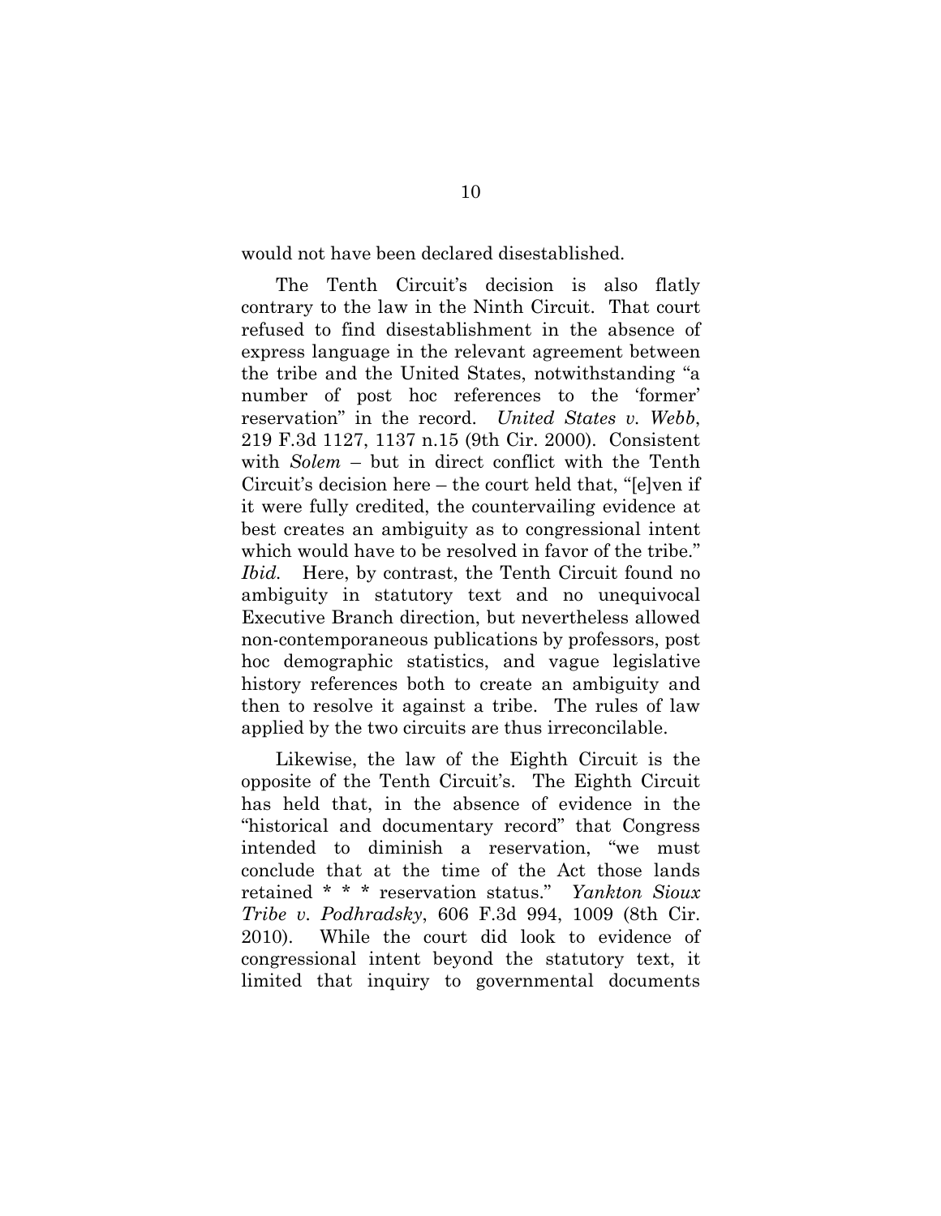would not have been declared disestablished.

The Tenth Circuit's decision is also flatly contrary to the law in the Ninth Circuit. That court refused to find disestablishment in the absence of express language in the relevant agreement between the tribe and the United States, notwithstanding "a number of post hoc references to the 'former' reservation" in the record. *United States v. Webb*, 219 F.3d 1127, 1137 n.15 (9th Cir. 2000). Consistent with *Solem* – but in direct conflict with the Tenth Circuit's decision here – the court held that, "[e]ven if it were fully credited, the countervailing evidence at best creates an ambiguity as to congressional intent which would have to be resolved in favor of the tribe." *Ibid.* Here, by contrast, the Tenth Circuit found no ambiguity in statutory text and no unequivocal Executive Branch direction, but nevertheless allowed non-contemporaneous publications by professors, post hoc demographic statistics, and vague legislative history references both to create an ambiguity and then to resolve it against a tribe. The rules of law applied by the two circuits are thus irreconcilable.

Likewise, the law of the Eighth Circuit is the opposite of the Tenth Circuit's. The Eighth Circuit has held that, in the absence of evidence in the "historical and documentary record" that Congress intended to diminish a reservation, "we must conclude that at the time of the Act those lands retained * * * reservation status." *Yankton Sioux Tribe v. Podhradsky*, 606 F.3d 994, 1009 (8th Cir. 2010). While the court did look to evidence of congressional intent beyond the statutory text, it limited that inquiry to governmental documents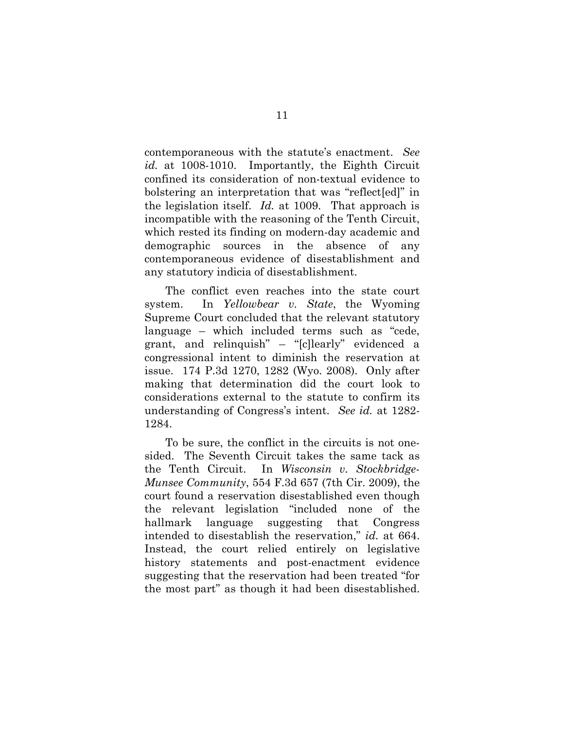contemporaneous with the statute's enactment. *See id.* at 1008-1010. Importantly, the Eighth Circuit confined its consideration of non-textual evidence to bolstering an interpretation that was "reflect[ed]" in the legislation itself. *Id.* at 1009. That approach is incompatible with the reasoning of the Tenth Circuit, which rested its finding on modern-day academic and demographic sources in the absence of any contemporaneous evidence of disestablishment and any statutory indicia of disestablishment.

The conflict even reaches into the state court system. In *Yellowbear v. State*, the Wyoming Supreme Court concluded that the relevant statutory language – which included terms such as "cede, grant, and relinquish" – "[c]learly" evidenced a congressional intent to diminish the reservation at issue. 174 P.3d 1270, 1282 (Wyo. 2008). Only after making that determination did the court look to considerations external to the statute to confirm its understanding of Congress's intent. *See id.* at 1282-1284.

To be sure, the conflict in the circuits is not one-sided. The Seventh Circuit takes the same tack as the Tenth Circuit. In *Wisconsin v. Stockbridge-Munsee Community*, 554 F.3d 657 (7th Cir. 2009), the court found a reservation disestablished even though the relevant legislation "included none of the hallmark language suggesting that Congress intended to disestablish the reservation," *id.* at 664. Instead, the court relied entirely on legislative history statements and post-enactment evidence suggesting that the reservation had been treated "for the most part" as though it had been disestablished.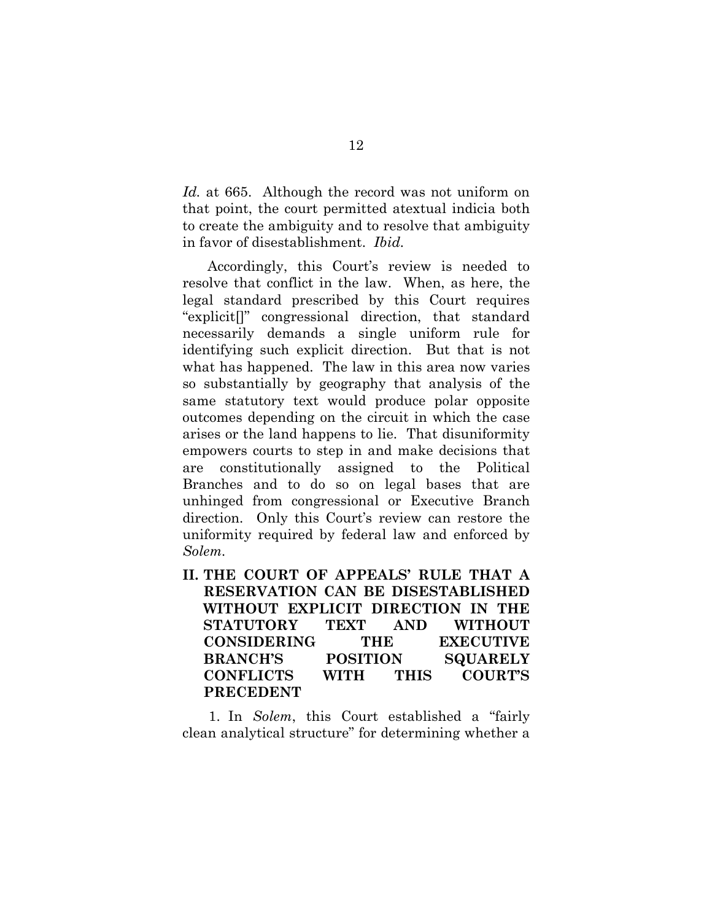*Id.* at 665. Although the record was not uniform on that point, the court permitted atextual indicia both to create the ambiguity and to resolve that ambiguity in favor of disestablishment. *Ibid.*

Accordingly, this Court's review is needed to resolve that conflict in the law. When, as here, the legal standard prescribed by this Court requires "explicit[]" congressional direction, that standard necessarily demands a single uniform rule for identifying such explicit direction. But that is not what has happened. The law in this area now varies so substantially by geography that analysis of the same statutory text would produce polar opposite outcomes depending on the circuit in which the case arises or the land happens to lie. That disuniformity empowers courts to step in and make decisions that are constitutionally assigned to the Political Branches and to do so on legal bases that are unhinged from congressional or Executive Branch direction. Only this Court's review can restore the uniformity required by federal law and enforced by *Solem*.

## II. THE COURT OF APPEALS' RULE THAT A RESERVATION CAN BE DISESTABLISHED WITHOUT EXPLICIT DIRECTION IN THE STATUTORY TEXT AND WITHOUT CONSIDERING THE EXECUTIVE BRANCH'S POSITION SQUARELY CONFLICTS WITH THIS COURT'S PRECEDENT

1. In *Solem*, this Court established a "fairly clean analytical structure" for determining whether a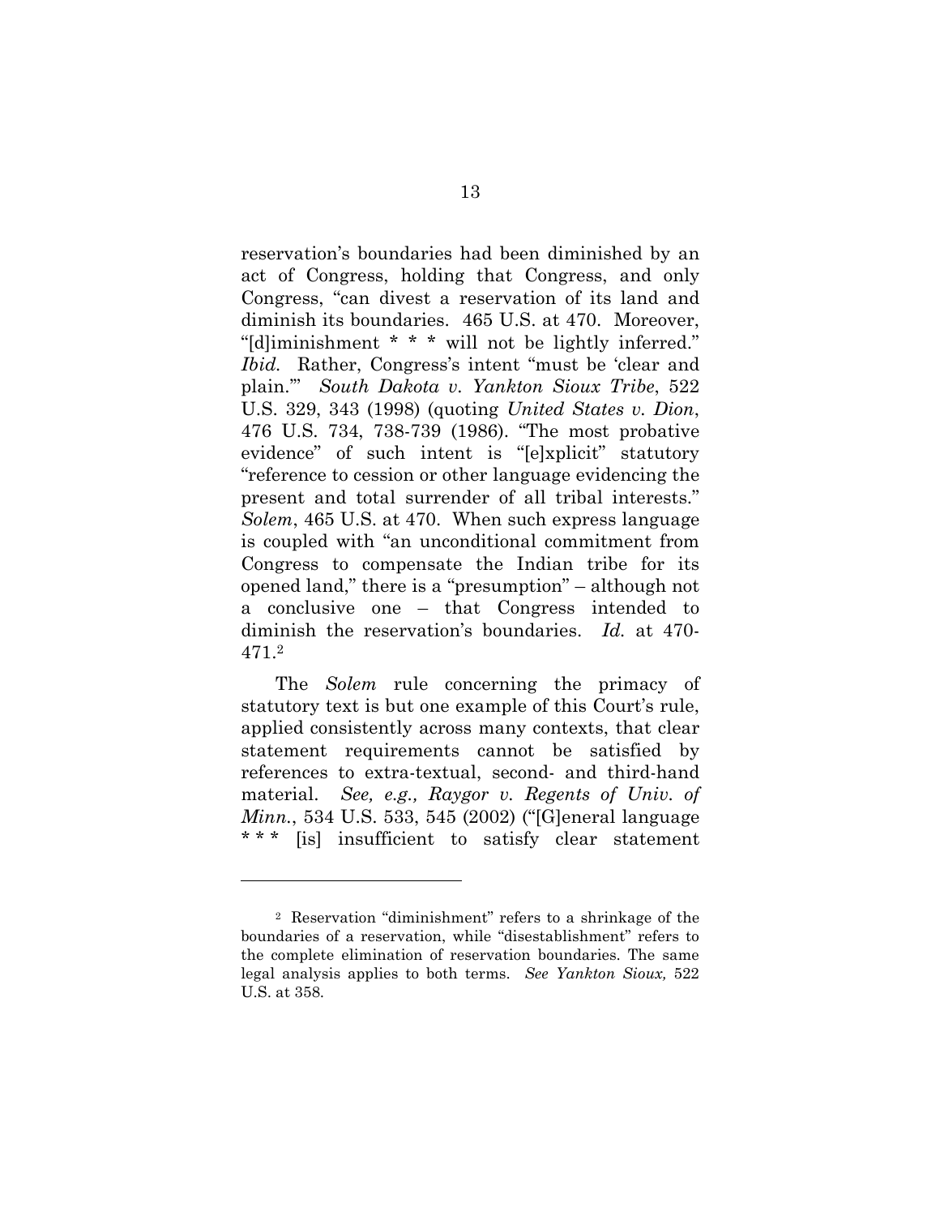reservation's boundaries had been diminished by an act of Congress, holding that Congress, and only Congress, "can divest a reservation of its land and diminish its boundaries. 465 U.S. at 470. Moreover, "[d]iminishment * * * will not be lightly inferred." *Ibid.* Rather, Congress's intent "must be 'clear and plain.'" *South Dakota v. Yankton Sioux Tribe*, 522 U.S. 329, 343 (1998) (quoting *United States v. Dion*, 476 U.S. 734, 738-739 (1986). "The most probative evidence" of such intent is "[e]xplicit" statutory "reference to cession or other language evidencing the present and total surrender of all tribal interests." *Solem*, 465 U.S. at 470. When such express language is coupled with "an unconditional commitment from Congress to compensate the Indian tribe for its opened land," there is a "presumption" – although not a conclusive one – that Congress intended to diminish the reservation's boundaries. *Id.* at 470-471.[2]

The *Solem* rule concerning the primacy of statutory text is but one example of this Court's rule, applied consistently across many contexts, that clear statement requirements cannot be satisfied by references to extra-textual, second- and third-hand material. *See, e.g., Raygor v. Regents of Univ. of Minn.*, 534 U.S. 533, 545 (2002) ("[G]eneral language * * * [is] insufficient to satisfy clear statement

---

[2] Reservation "diminishment" refers to a shrinkage of the boundaries of a reservation, while "disestablishment" refers to the complete elimination of reservation boundaries. The same legal analysis applies to both terms. *See Yankton Sioux,* 522 U.S. at 358.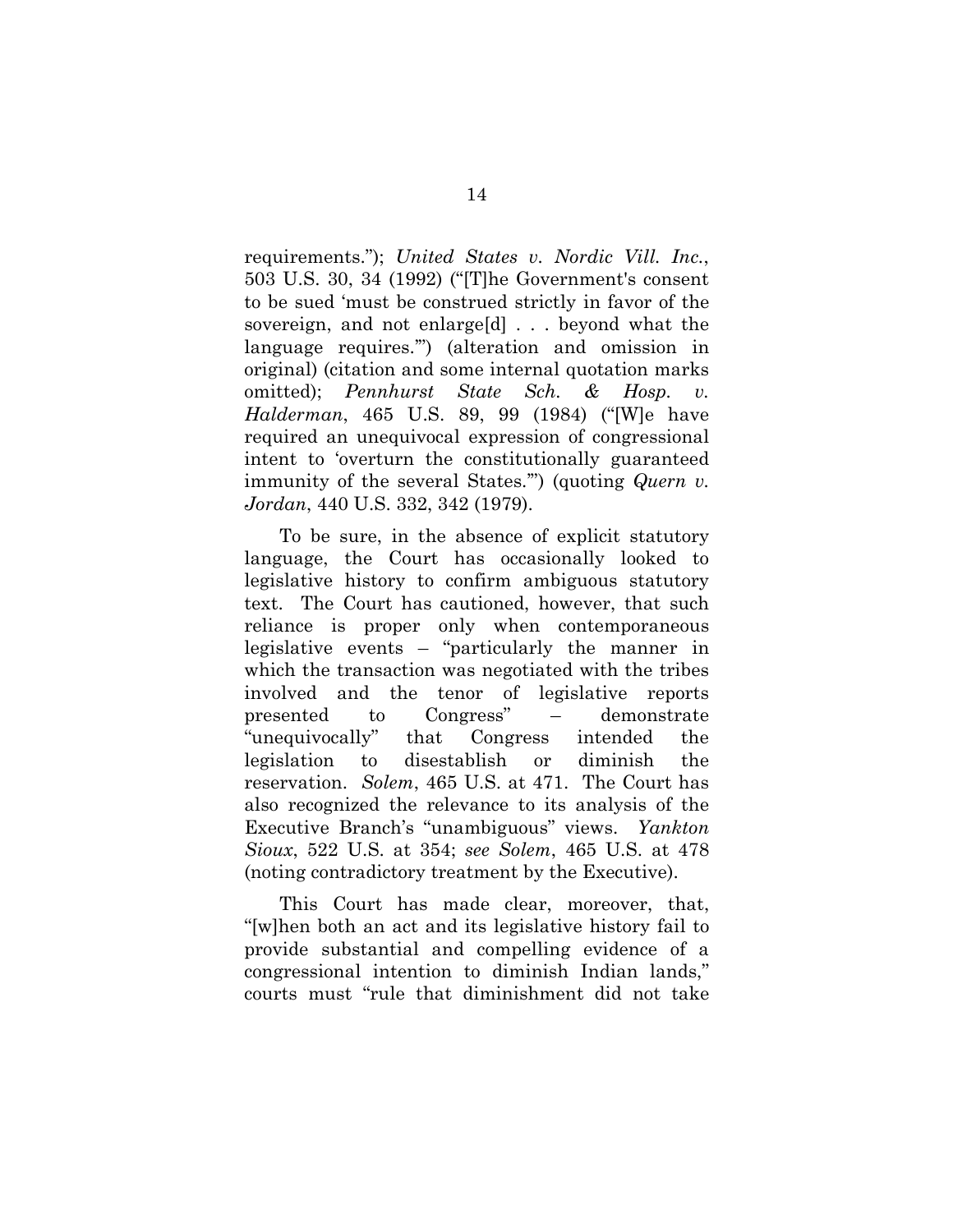requirements."); *United States v. Nordic Vill. Inc.*, 503 U.S. 30, 34 (1992) ("[T]he Government's consent to be sued 'must be construed strictly in favor of the sovereign, and not enlarge[d] . . . beyond what the language requires.'") (alteration and omission in original) (citation and some internal quotation marks omitted); *Pennhurst State Sch. & Hosp. v. Halderman*, 465 U.S. 89, 99 (1984) ("[W]e have required an unequivocal expression of congressional intent to 'overturn the constitutionally guaranteed immunity of the several States.'") (quoting *Quern v. Jordan*, 440 U.S. 332, 342 (1979).

To be sure, in the absence of explicit statutory language, the Court has occasionally looked to legislative history to confirm ambiguous statutory text. The Court has cautioned, however, that such reliance is proper only when contemporaneous legislative events – "particularly the manner in which the transaction was negotiated with the tribes involved and the tenor of legislative reports presented to Congress" – demonstrate "unequivocally" that Congress intended the legislation to disestablish or diminish the reservation. *Solem*, 465 U.S. at 471. The Court has also recognized the relevance to its analysis of the Executive Branch's "unambiguous" views. *Yankton Sioux*, 522 U.S. at 354; *see Solem*, 465 U.S. at 478 (noting contradictory treatment by the Executive).

This Court has made clear, moreover, that, "[w]hen both an act and its legislative history fail to provide substantial and compelling evidence of a congressional intention to diminish Indian lands," courts must "rule that diminishment did not take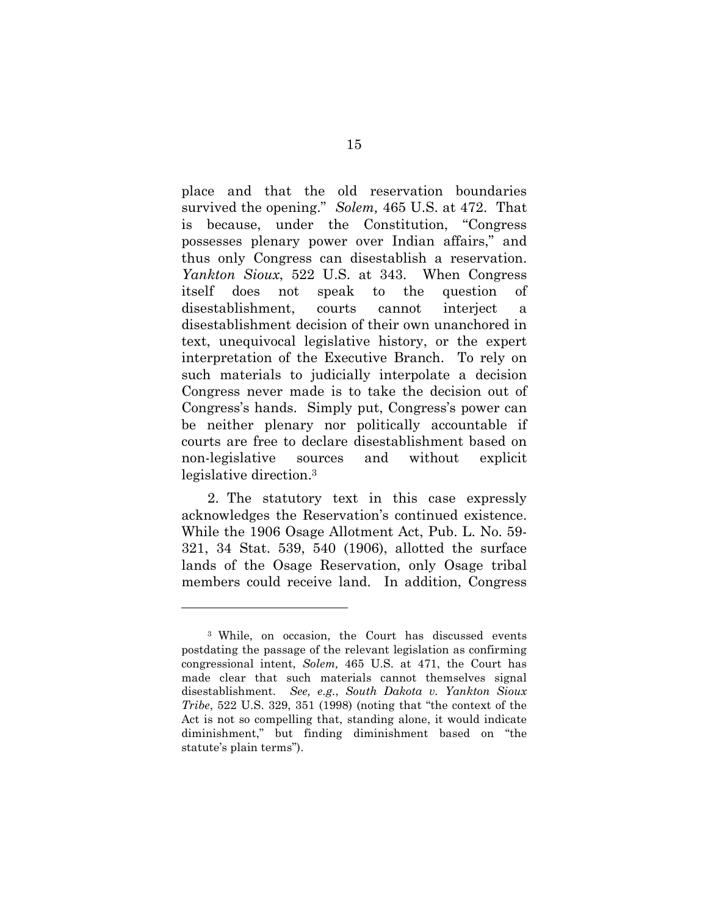place and that the old reservation boundaries survived the opening." *Solem,* 465 U.S. at 472. That is because, under the Constitution, "Congress possesses plenary power over Indian affairs," and thus only Congress can disestablish a reservation. *Yankton Sioux*, 522 U.S. at 343. When Congress itself does not speak to the question of disestablishment, courts cannot interject a disestablishment decision of their own unanchored in text, unequivocal legislative history, or the expert interpretation of the Executive Branch. To rely on such materials to judicially interpolate a decision Congress never made is to take the decision out of Congress's hands. Simply put, Congress's power can be neither plenary nor politically accountable if courts are free to declare disestablishment based on non-legislative sources and without explicit legislative direction.[3]

2. The statutory text in this case expressly acknowledges the Reservation's continued existence. While the 1906 Osage Allotment Act, Pub. L. No. 59-321, 34 Stat. 539, 540 (1906), allotted the surface lands of the Osage Reservation, only Osage tribal members could receive land. In addition, Congress

---

[3] While, on occasion, the Court has discussed events postdating the passage of the relevant legislation as confirming congressional intent, *Solem,* 465 U.S. at 471, the Court has made clear that such materials cannot themselves signal disestablishment. *See, e.g.*, *South Dakota v. Yankton Sioux Tribe*, 522 U.S. 329, 351 (1998) (noting that "the context of the Act is not so compelling that, standing alone, it would indicate diminishment," but finding diminishment based on "the statute's plain terms").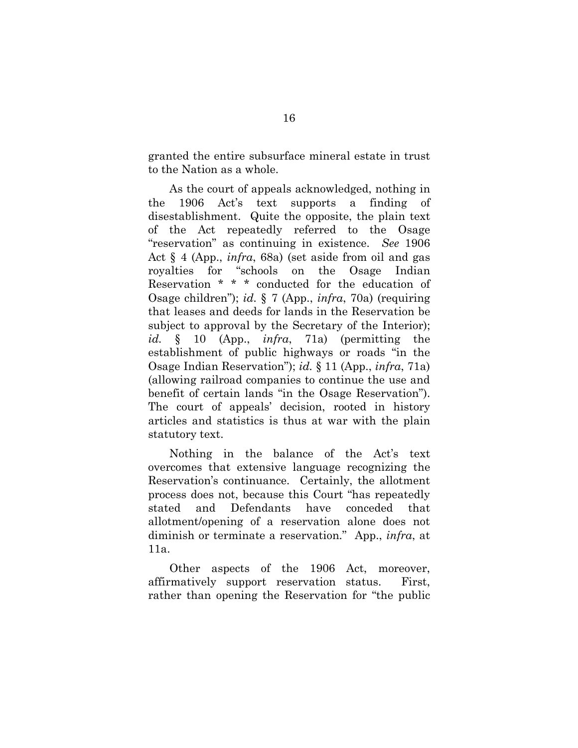granted the entire subsurface mineral estate in trust to the Nation as a whole.

As the court of appeals acknowledged, nothing in the 1906 Act's text supports a finding of disestablishment. Quite the opposite, the plain text of the Act repeatedly referred to the Osage "reservation" as continuing in existence. *See* 1906 Act § 4 (App., *infra*, 68a) (set aside from oil and gas royalties for "schools on the Osage Indian Reservation * * * conducted for the education of Osage children"); *id.* § 7 (App., *infra*, 70a) (requiring that leases and deeds for lands in the Reservation be subject to approval by the Secretary of the Interior); *id.* § 10 (App., *infra*, 71a) (permitting the establishment of public highways or roads "in the Osage Indian Reservation"); *id.* § 11 (App., *infra*, 71a) (allowing railroad companies to continue the use and benefit of certain lands "in the Osage Reservation"). The court of appeals' decision, rooted in history articles and statistics is thus at war with the plain statutory text.

Nothing in the balance of the Act's text overcomes that extensive language recognizing the Reservation's continuance. Certainly, the allotment process does not, because this Court "has repeatedly stated and Defendants have conceded that allotment/opening of a reservation alone does not diminish or terminate a reservation." App., *infra*, at 11a.

Other aspects of the 1906 Act, moreover, affirmatively support reservation status. First, rather than opening the Reservation for "the public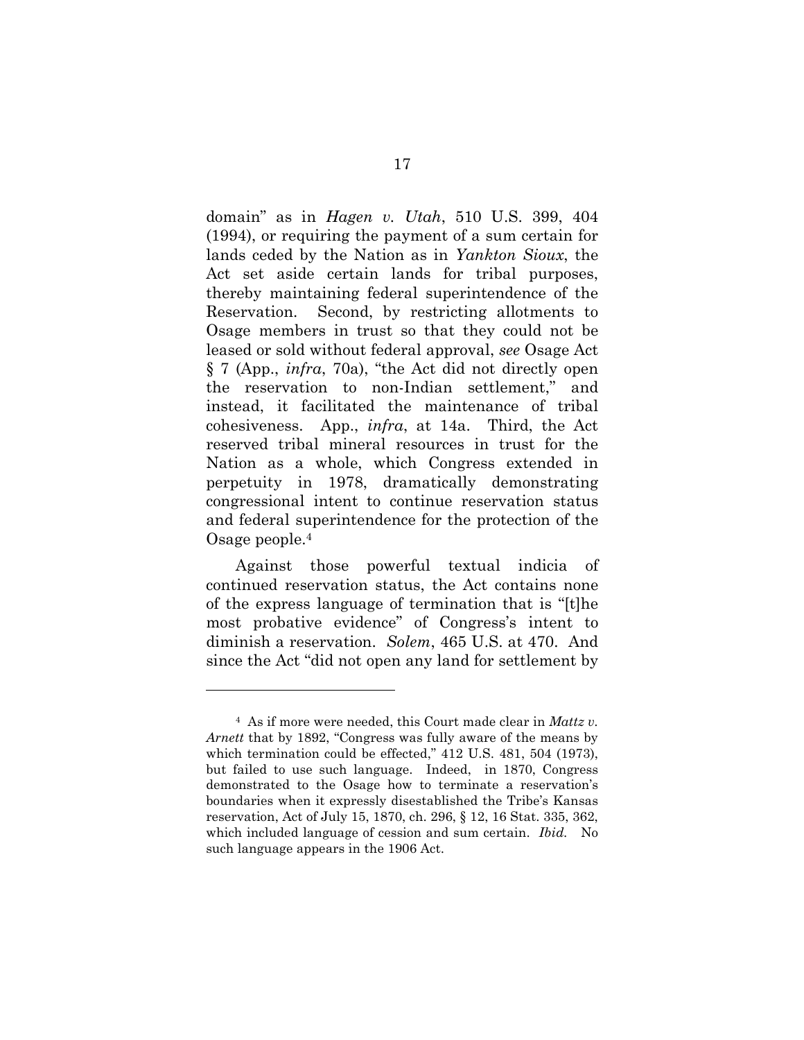domain" as in *Hagen v. Utah*, 510 U.S. 399, 404 (1994), or requiring the payment of a sum certain for lands ceded by the Nation as in *Yankton Sioux*, the Act set aside certain lands for tribal purposes, thereby maintaining federal superintendence of the Reservation. Second, by restricting allotments to Osage members in trust so that they could not be leased or sold without federal approval, *see* Osage Act § 7 (App., *infra*, 70a), "the Act did not directly open the reservation to non-Indian settlement," and instead, it facilitated the maintenance of tribal cohesiveness. App., *infra*, at 14a. Third, the Act reserved tribal mineral resources in trust for the Nation as a whole, which Congress extended in perpetuity in 1978, dramatically demonstrating congressional intent to continue reservation status and federal superintendence for the protection of the Osage people.[4]

Against those powerful textual indicia of continued reservation status, the Act contains none of the express language of termination that is "[t]he most probative evidence" of Congress's intent to diminish a reservation. *Solem*, 465 U.S. at 470. And since the Act "did not open any land for settlement by

---

[4] As if more were needed, this Court made clear in *Mattz v. Arnett* that by 1892, "Congress was fully aware of the means by which termination could be effected," 412 U.S. 481, 504 (1973), but failed to use such language. Indeed, in 1870, Congress demonstrated to the Osage how to terminate a reservation's boundaries when it expressly disestablished the Tribe's Kansas reservation, Act of July 15, 1870, ch. 296, § 12, 16 Stat. 335, 362, which included language of cession and sum certain. *Ibid.* No such language appears in the 1906 Act.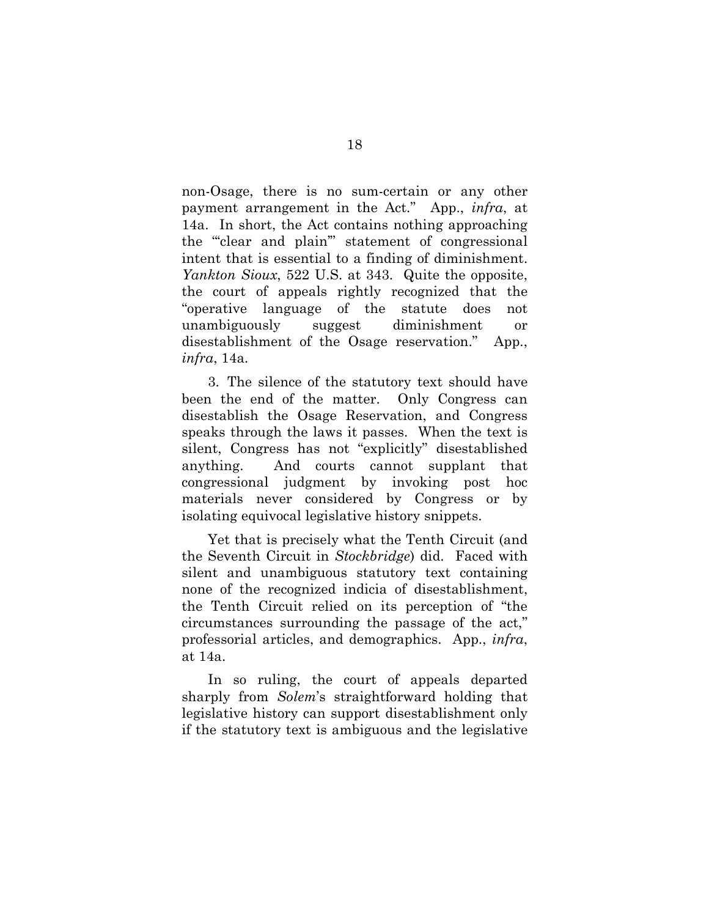non-Osage, there is no sum-certain or any other payment arrangement in the Act." App., *infra*, at 14a. In short, the Act contains nothing approaching the "'clear and plain'" statement of congressional intent that is essential to a finding of diminishment. *Yankton Sioux*, 522 U.S. at 343. Quite the opposite, the court of appeals rightly recognized that the "operative language of the statute does not unambiguously suggest diminishment or disestablishment of the Osage reservation." App., *infra*, 14a.

3. The silence of the statutory text should have been the end of the matter. Only Congress can disestablish the Osage Reservation, and Congress speaks through the laws it passes. When the text is silent, Congress has not "explicitly" disestablished anything. And courts cannot supplant that congressional judgment by invoking post hoc materials never considered by Congress or by isolating equivocal legislative history snippets.

Yet that is precisely what the Tenth Circuit (and the Seventh Circuit in *Stockbridge*) did. Faced with silent and unambiguous statutory text containing none of the recognized indicia of disestablishment, the Tenth Circuit relied on its perception of "the circumstances surrounding the passage of the act," professorial articles, and demographics. App., *infra*, at 14a.

In so ruling, the court of appeals departed sharply from *Solem*'s straightforward holding that legislative history can support disestablishment only if the statutory text is ambiguous and the legislative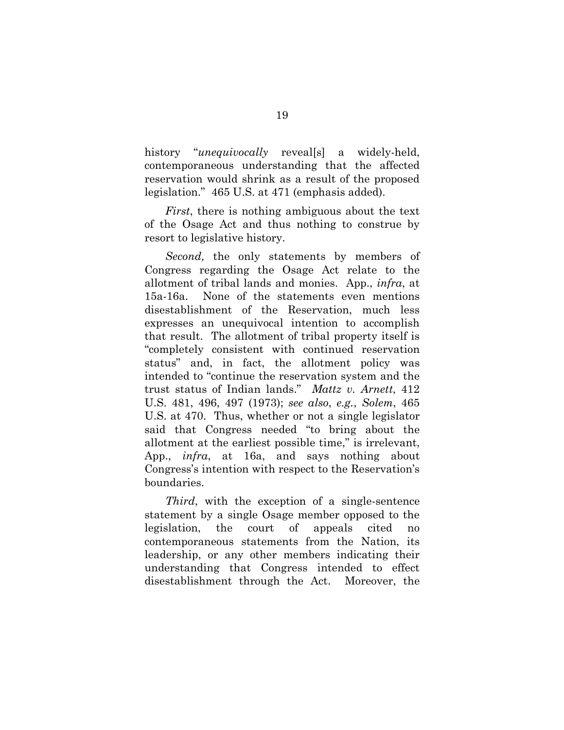history "*unequivocally* reveal[s] a widely-held, contemporaneous understanding that the affected reservation would shrink as a result of the proposed legislation." 465 U.S. at 471 (emphasis added).

*First*, there is nothing ambiguous about the text of the Osage Act and thus nothing to construe by resort to legislative history.

*Second,* the only statements by members of Congress regarding the Osage Act relate to the allotment of tribal lands and monies. App., *infra*, at 15a-16a. None of the statements even mentions disestablishment of the Reservation, much less expresses an unequivocal intention to accomplish that result. The allotment of tribal property itself is "completely consistent with continued reservation status" and, in fact, the allotment policy was intended to "continue the reservation system and the trust status of Indian lands." *Mattz v. Arnett*, 412 U.S. 481, 496, 497 (1973); *see also*, *e.g.*, *Solem*, 465 U.S. at 470. Thus, whether or not a single legislator said that Congress needed "to bring about the allotment at the earliest possible time," is irrelevant, App., *infra*, at 16a, and says nothing about Congress's intention with respect to the Reservation's boundaries.

*Third*, with the exception of a single-sentence statement by a single Osage member opposed to the legislation, the court of appeals cited no contemporaneous statements from the Nation, its leadership, or any other members indicating their understanding that Congress intended to effect disestablishment through the Act. Moreover, the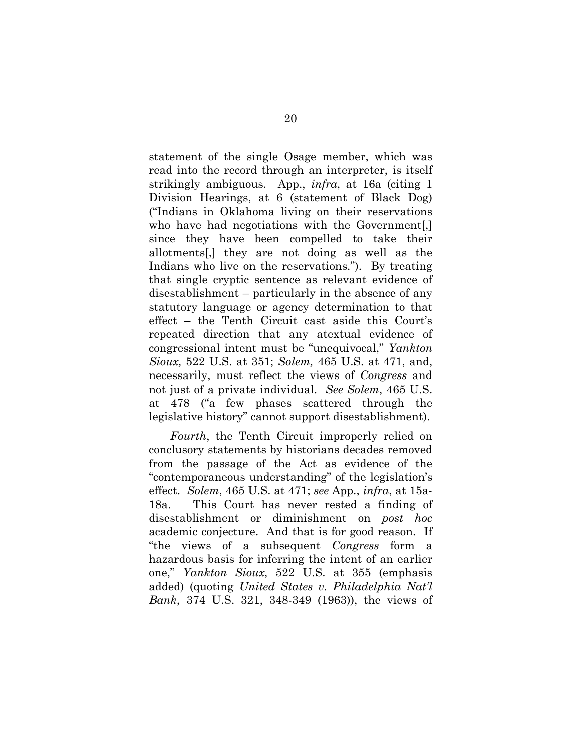statement of the single Osage member, which was read into the record through an interpreter, is itself strikingly ambiguous. App., *infra*, at 16a (citing 1 Division Hearings, at 6 (statement of Black Dog) ("Indians in Oklahoma living on their reservations who have had negotiations with the Government[,] since they have been compelled to take their allotments[,] they are not doing as well as the Indians who live on the reservations."). By treating that single cryptic sentence as relevant evidence of disestablishment – particularly in the absence of any statutory language or agency determination to that effect – the Tenth Circuit cast aside this Court's repeated direction that any atextual evidence of congressional intent must be "unequivocal," *Yankton Sioux,* 522 U.S. at 351; *Solem,* 465 U.S. at 471, and, necessarily, must reflect the views of *Congress* and not just of a private individual. *See Solem*, 465 U.S. at 478 ("a few phases scattered through the legislative history" cannot support disestablishment).

*Fourth*, the Tenth Circuit improperly relied on conclusory statements by historians decades removed from the passage of the Act as evidence of the "contemporaneous understanding" of the legislation's effect. *Solem*, 465 U.S. at 471; *see* App., *infra*, at 15a-18a. This Court has never rested a finding of disestablishment or diminishment on *post hoc* academic conjecture. And that is for good reason. If "the views of a subsequent *Congress* form a hazardous basis for inferring the intent of an earlier one," *Yankton Sioux*, 522 U.S. at 355 (emphasis added) (quoting *United States v. Philadelphia Nat'l Bank*, 374 U.S. 321, 348-349 (1963)), the views of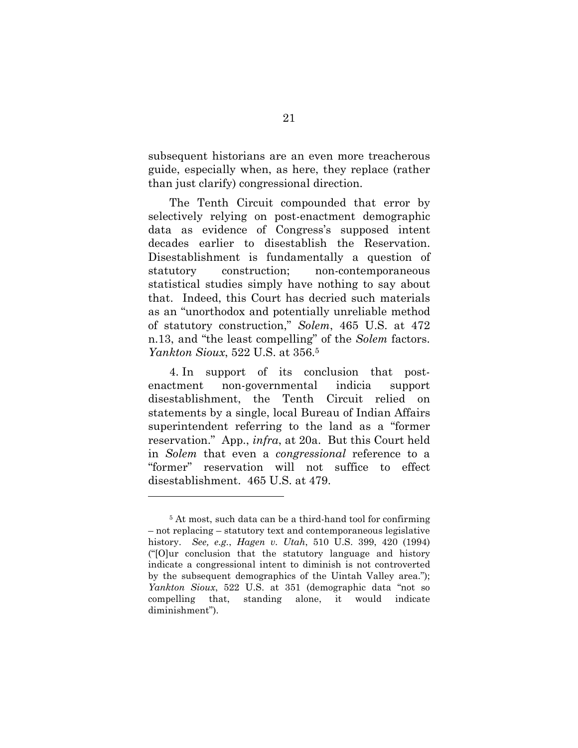subsequent historians are an even more treacherous guide, especially when, as here, they replace (rather than just clarify) congressional direction.

The Tenth Circuit compounded that error by selectively relying on post-enactment demographic data as evidence of Congress's supposed intent decades earlier to disestablish the Reservation. Disestablishment is fundamentally a question of statutory construction; non-contemporaneous statistical studies simply have nothing to say about that. Indeed, this Court has decried such materials as an "unorthodox and potentially unreliable method of statutory construction," *Solem*, 465 U.S. at 472 n.13, and "the least compelling" of the *Solem* factors. *Yankton Sioux*, 522 U.S. at 356.[5]

4. In support of its conclusion that post-enactment non-governmental indicia support disestablishment, the Tenth Circuit relied on statements by a single, local Bureau of Indian Affairs superintendent referring to the land as a "former reservation." App., *infra*, at 20a. But this Court held in *Solem* that even a *congressional* reference to a "former" reservation will not suffice to effect disestablishment. 465 U.S. at 479.

---

[5] At most, such data can be a third-hand tool for confirming – not replacing – statutory text and contemporaneous legislative history. *See, e.g.*, *Hagen v. Utah*, 510 U.S. 399, 420 (1994) ("[O]ur conclusion that the statutory language and history indicate a congressional intent to diminish is not controverted by the subsequent demographics of the Uintah Valley area."); *Yankton Sioux*, 522 U.S. at 351 (demographic data "not so compelling that, standing alone, it would indicate diminishment").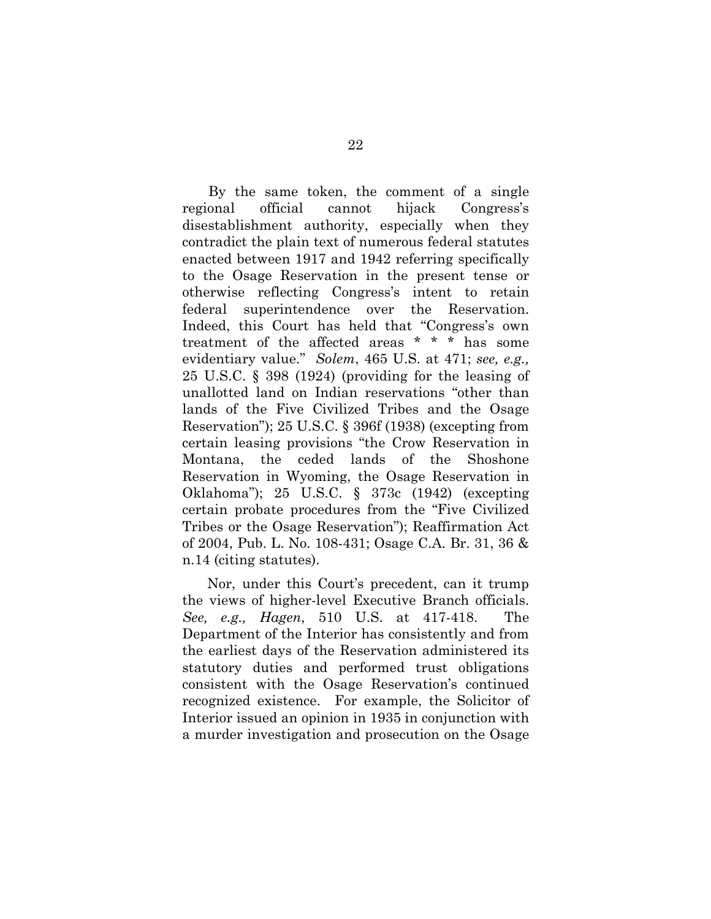By the same token, the comment of a single regional official cannot hijack Congress's disestablishment authority, especially when they contradict the plain text of numerous federal statutes enacted between 1917 and 1942 referring specifically to the Osage Reservation in the present tense or otherwise reflecting Congress's intent to retain federal superintendence over the Reservation. Indeed, this Court has held that "Congress's own treatment of the affected areas * * * has some evidentiary value." *Solem*, 465 U.S. at 471; *see, e.g.,* 25 U.S.C. § 398 (1924) (providing for the leasing of unallotted land on Indian reservations "other than lands of the Five Civilized Tribes and the Osage Reservation"); 25 U.S.C. § 396f (1938) (excepting from certain leasing provisions "the Crow Reservation in Montana, the ceded lands of the Shoshone Reservation in Wyoming, the Osage Reservation in Oklahoma"); 25 U.S.C. § 373c (1942) (excepting certain probate procedures from the "Five Civilized Tribes or the Osage Reservation"); Reaffirmation Act of 2004, Pub. L. No. 108-431; Osage C.A. Br. 31, 36 & n.14 (citing statutes).

Nor, under this Court's precedent, can it trump the views of higher-level Executive Branch officials. *See, e.g., Hagen*, 510 U.S. at 417-418. The Department of the Interior has consistently and from the earliest days of the Reservation administered its statutory duties and performed trust obligations consistent with the Osage Reservation's continued recognized existence. For example, the Solicitor of Interior issued an opinion in 1935 in conjunction with a murder investigation and prosecution on the Osage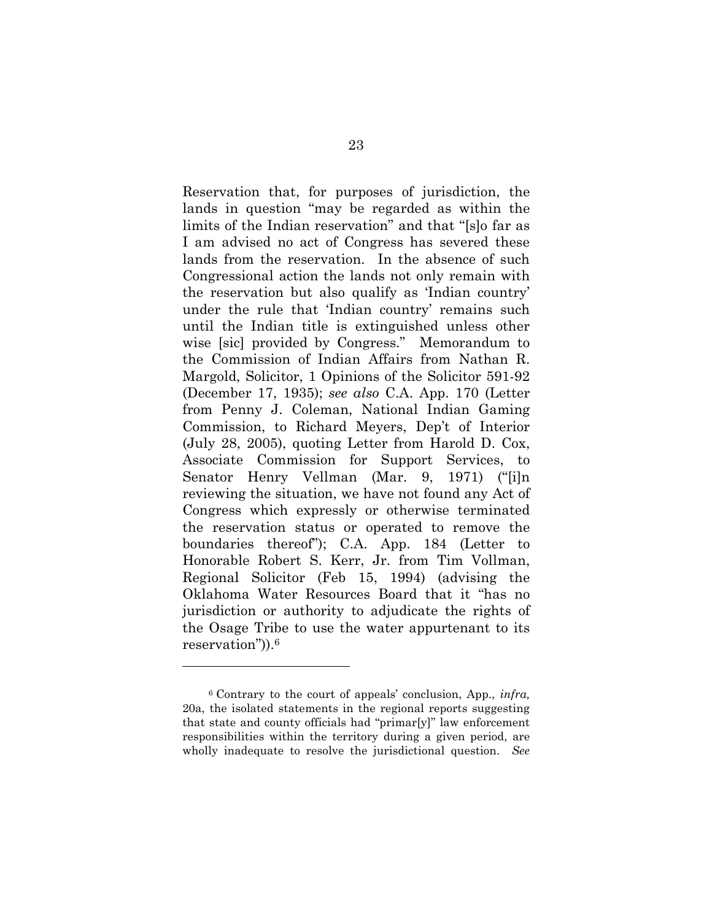Reservation that, for purposes of jurisdiction, the lands in question "may be regarded as within the limits of the Indian reservation" and that "[s]o far as I am advised no act of Congress has severed these lands from the reservation. In the absence of such Congressional action the lands not only remain with the reservation but also qualify as 'Indian country' under the rule that 'Indian country' remains such until the Indian title is extinguished unless other wise [sic] provided by Congress." Memorandum to the Commission of Indian Affairs from Nathan R. Margold, Solicitor, 1 Opinions of the Solicitor 591-92 (December 17, 1935); *see also* C.A. App. 170 (Letter from Penny J. Coleman, National Indian Gaming Commission, to Richard Meyers, Dep't of Interior (July 28, 2005), quoting Letter from Harold D. Cox, Associate Commission for Support Services, to Senator Henry Vellman (Mar. 9, 1971) ("[i]n reviewing the situation, we have not found any Act of Congress which expressly or otherwise terminated the reservation status or operated to remove the boundaries thereof"); C.A. App. 184 (Letter to Honorable Robert S. Kerr, Jr. from Tim Vollman, Regional Solicitor (Feb 15, 1994) (advising the Oklahoma Water Resources Board that it "has no jurisdiction or authority to adjudicate the rights of the Osage Tribe to use the water appurtenant to its reservation")).[6]

---

[6] Contrary to the court of appeals' conclusion, App., *infra,* 20a, the isolated statements in the regional reports suggesting that state and county officials had "primar[y]" law enforcement responsibilities within the territory during a given period, are wholly inadequate to resolve the jurisdictional question. *See*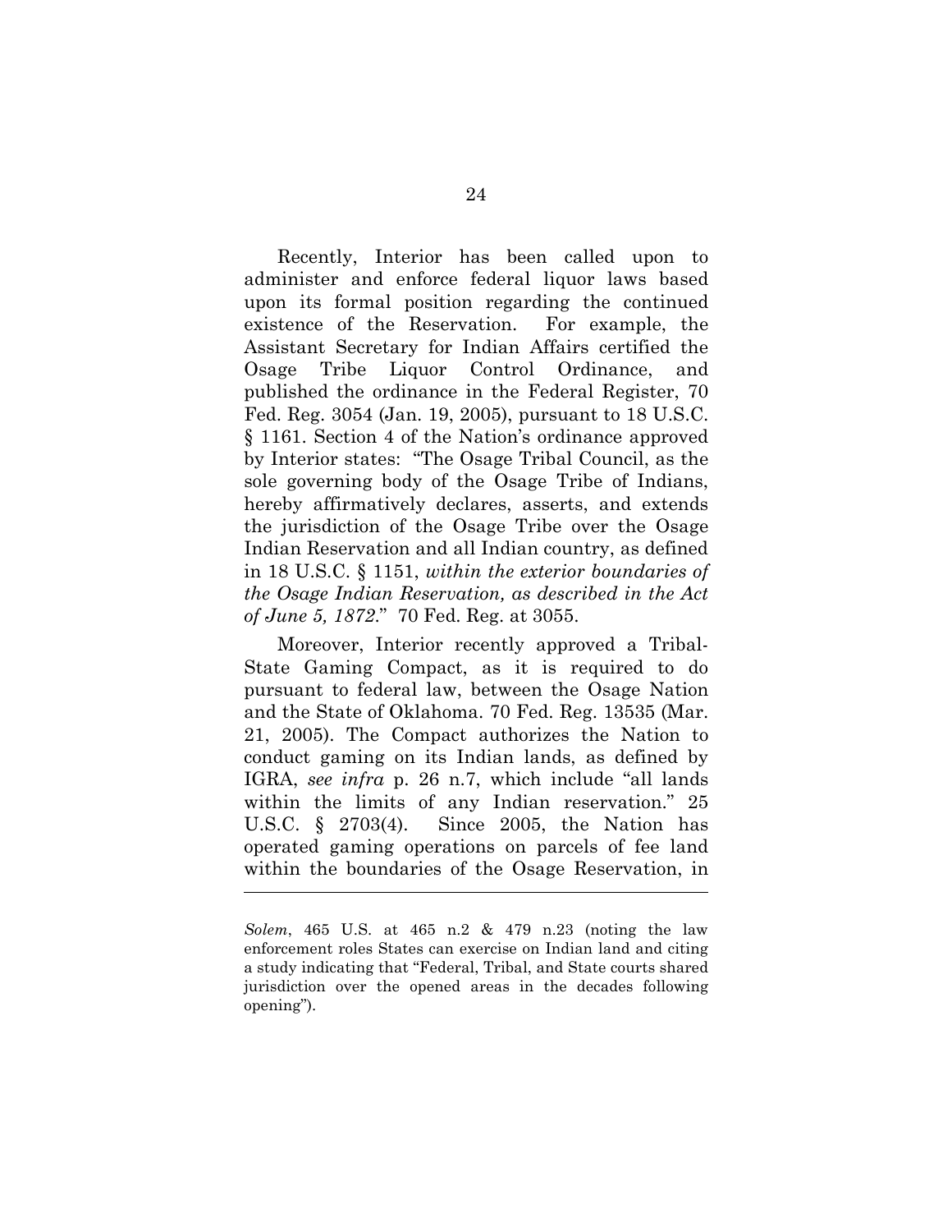Recently, Interior has been called upon to administer and enforce federal liquor laws based upon its formal position regarding the continued existence of the Reservation. For example, the Assistant Secretary for Indian Affairs certified the Osage Tribe Liquor Control Ordinance, and published the ordinance in the Federal Register, 70 Fed. Reg. 3054 (Jan. 19, 2005), pursuant to 18 U.S.C. § 1161. Section 4 of the Nation's ordinance approved by Interior states: "The Osage Tribal Council, as the sole governing body of the Osage Tribe of Indians, hereby affirmatively declares, asserts, and extends the jurisdiction of the Osage Tribe over the Osage Indian Reservation and all Indian country, as defined in 18 U.S.C. § 1151, *within the exterior boundaries of the Osage Indian Reservation, as described in the Act of June 5, 1872*." 70 Fed. Reg. at 3055.

Moreover, Interior recently approved a Tribal-State Gaming Compact, as it is required to do pursuant to federal law, between the Osage Nation and the State of Oklahoma. 70 Fed. Reg. 13535 (Mar. 21, 2005). The Compact authorizes the Nation to conduct gaming on its Indian lands, as defined by IGRA, *see infra* p. 26 n.7, which include "all lands within the limits of any Indian reservation." 25 U.S.C. § 2703(4). Since 2005, the Nation has operated gaming operations on parcels of fee land within the boundaries of the Osage Reservation, in

---

*Solem*, 465 U.S. at 465 n.2 & 479 n.23 (noting the law enforcement roles States can exercise on Indian land and citing a study indicating that "Federal, Tribal, and State courts shared jurisdiction over the opened areas in the decades following opening").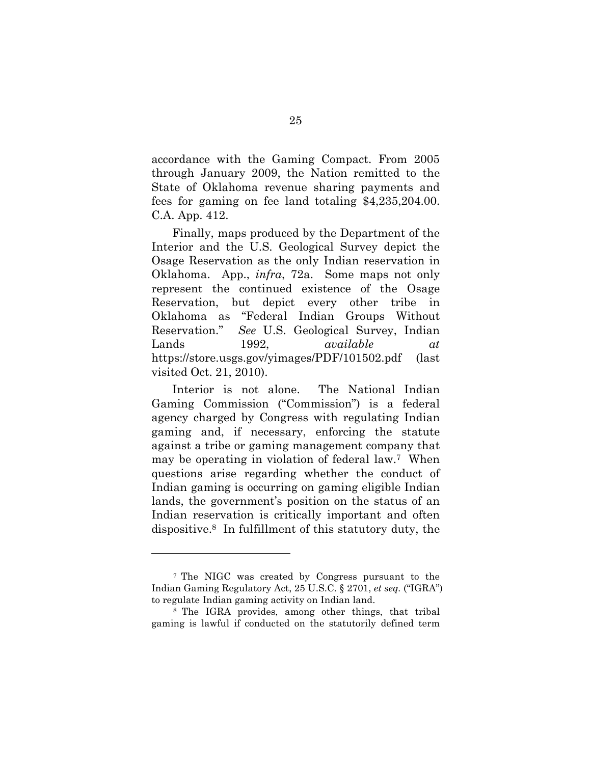accordance with the Gaming Compact. From 2005 through January 2009, the Nation remitted to the State of Oklahoma revenue sharing payments and fees for gaming on fee land totaling $4,235,204.00. C.A. App. 412.

Finally, maps produced by the Department of the Interior and the U.S. Geological Survey depict the Osage Reservation as the only Indian reservation in Oklahoma. App., *infra*, 72a. Some maps not only represent the continued existence of the Osage Reservation, but depict every other tribe in Oklahoma as "Federal Indian Groups Without Reservation." *See* U.S. Geological Survey, Indian Lands 1992, *available at* https://store.usgs.gov/yimages/PDF/101502.pdf (last visited Oct. 21, 2010).

Interior is not alone. The National Indian Gaming Commission ("Commission") is a federal agency charged by Congress with regulating Indian gaming and, if necessary, enforcing the statute against a tribe or gaming management company that may be operating in violation of federal law.[7] When questions arise regarding whether the conduct of Indian gaming is occurring on gaming eligible Indian lands, the government's position on the status of an Indian reservation is critically important and often dispositive.[8] In fulfillment of this statutory duty, the

---

[7] The NIGC was created by Congress pursuant to the Indian Gaming Regulatory Act, 25 U.S.C. § 2701, *et seq.* ("IGRA") to regulate Indian gaming activity on Indian land.

[8] The IGRA provides, among other things, that tribal gaming is lawful if conducted on the statutorily defined term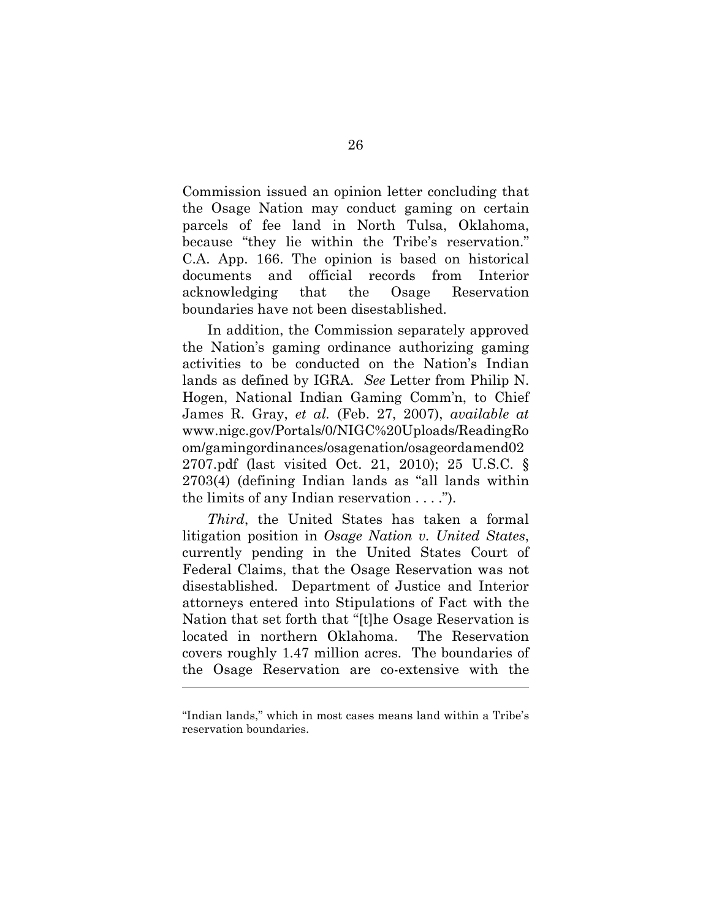Commission issued an opinion letter concluding that the Osage Nation may conduct gaming on certain parcels of fee land in North Tulsa, Oklahoma, because "they lie within the Tribe's reservation." C.A. App. 166. The opinion is based on historical documents and official records from Interior acknowledging that the Osage Reservation boundaries have not been disestablished.

In addition, the Commission separately approved the Nation's gaming ordinance authorizing gaming activities to be conducted on the Nation's Indian lands as defined by IGRA. *See* Letter from Philip N. Hogen, National Indian Gaming Comm'n, to Chief James R. Gray, *et al.* (Feb. 27, 2007), *available at* www.nigc.gov/Portals/0/NIGC%20Uploads/ReadingRoom/gamingordinances/osagenation/osageordamend022707.pdf (last visited Oct. 21, 2010); 25 U.S.C. § 2703(4) (defining Indian lands as "all lands within the limits of any Indian reservation . . . .").

*Third*, the United States has taken a formal litigation position in *Osage Nation v. United States*, currently pending in the United States Court of Federal Claims, that the Osage Reservation was not disestablished. Department of Justice and Interior attorneys entered into Stipulations of Fact with the Nation that set forth that "[t]he Osage Reservation is located in northern Oklahoma. The Reservation covers roughly 1.47 million acres. The boundaries of the Osage Reservation are co-extensive with the

---

"Indian lands," which in most cases means land within a Tribe's reservation boundaries.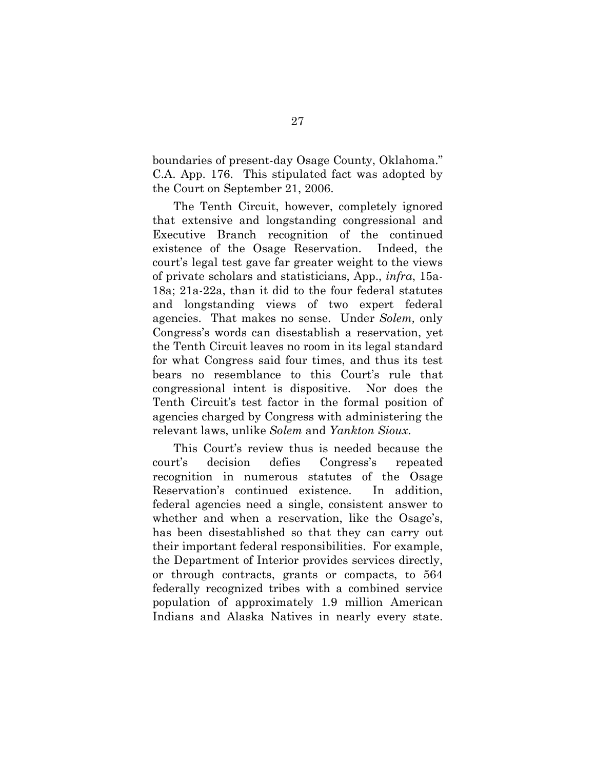boundaries of present-day Osage County, Oklahoma." C.A. App. 176. This stipulated fact was adopted by the Court on September 21, 2006.

The Tenth Circuit, however, completely ignored that extensive and longstanding congressional and Executive Branch recognition of the continued existence of the Osage Reservation. Indeed, the court's legal test gave far greater weight to the views of private scholars and statisticians, App., *infra*, 15a-18a; 21a-22a, than it did to the four federal statutes and longstanding views of two expert federal agencies. That makes no sense. Under *Solem,* only Congress's words can disestablish a reservation, yet the Tenth Circuit leaves no room in its legal standard for what Congress said four times, and thus its test bears no resemblance to this Court's rule that congressional intent is dispositive. Nor does the Tenth Circuit's test factor in the formal position of agencies charged by Congress with administering the relevant laws, unlike *Solem* and *Yankton Sioux.*

This Court's review thus is needed because the court's decision defies Congress's repeated recognition in numerous statutes of the Osage Reservation's continued existence. In addition, federal agencies need a single, consistent answer to whether and when a reservation, like the Osage's, has been disestablished so that they can carry out their important federal responsibilities. For example, the Department of Interior provides services directly, or through contracts, grants or compacts, to 564 federally recognized tribes with a combined service population of approximately 1.9 million American Indians and Alaska Natives in nearly every state.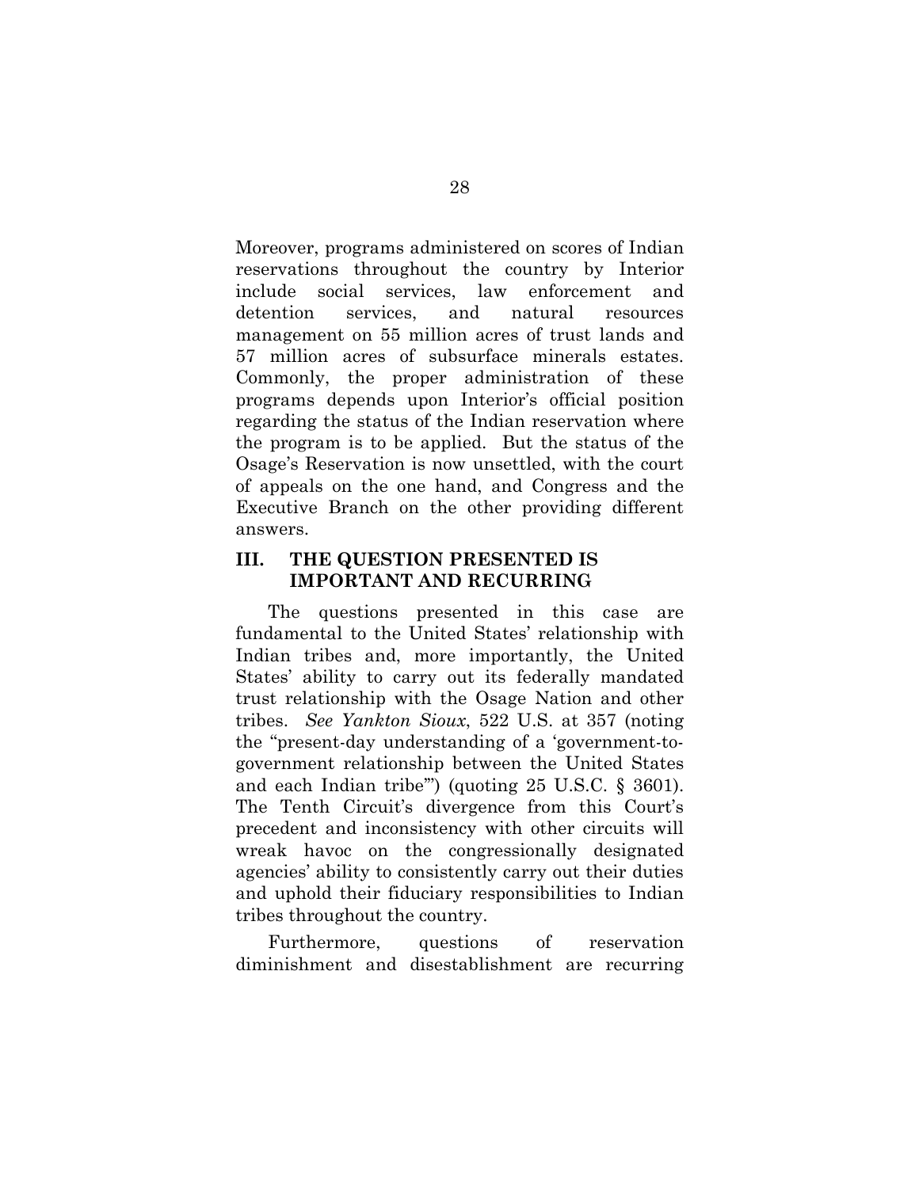Moreover, programs administered on scores of Indian reservations throughout the country by Interior include social services, law enforcement and detention services, and natural resources management on 55 million acres of trust lands and 57 million acres of subsurface minerals estates. Commonly, the proper administration of these programs depends upon Interior's official position regarding the status of the Indian reservation where the program is to be applied. But the status of the Osage's Reservation is now unsettled, with the court of appeals on the one hand, and Congress and the Executive Branch on the other providing different answers.

## III. THE QUESTION PRESENTED IS IMPORTANT AND RECURRING

The questions presented in this case are fundamental to the United States' relationship with Indian tribes and, more importantly, the United States' ability to carry out its federally mandated trust relationship with the Osage Nation and other tribes. *See Yankton Sioux*, 522 U.S. at 357 (noting the "present-day understanding of a 'government-to-government relationship between the United States and each Indian tribe'") (quoting 25 U.S.C. § 3601). The Tenth Circuit's divergence from this Court's precedent and inconsistency with other circuits will wreak havoc on the congressionally designated agencies' ability to consistently carry out their duties and uphold their fiduciary responsibilities to Indian tribes throughout the country.

Furthermore, questions of reservation diminishment and disestablishment are recurring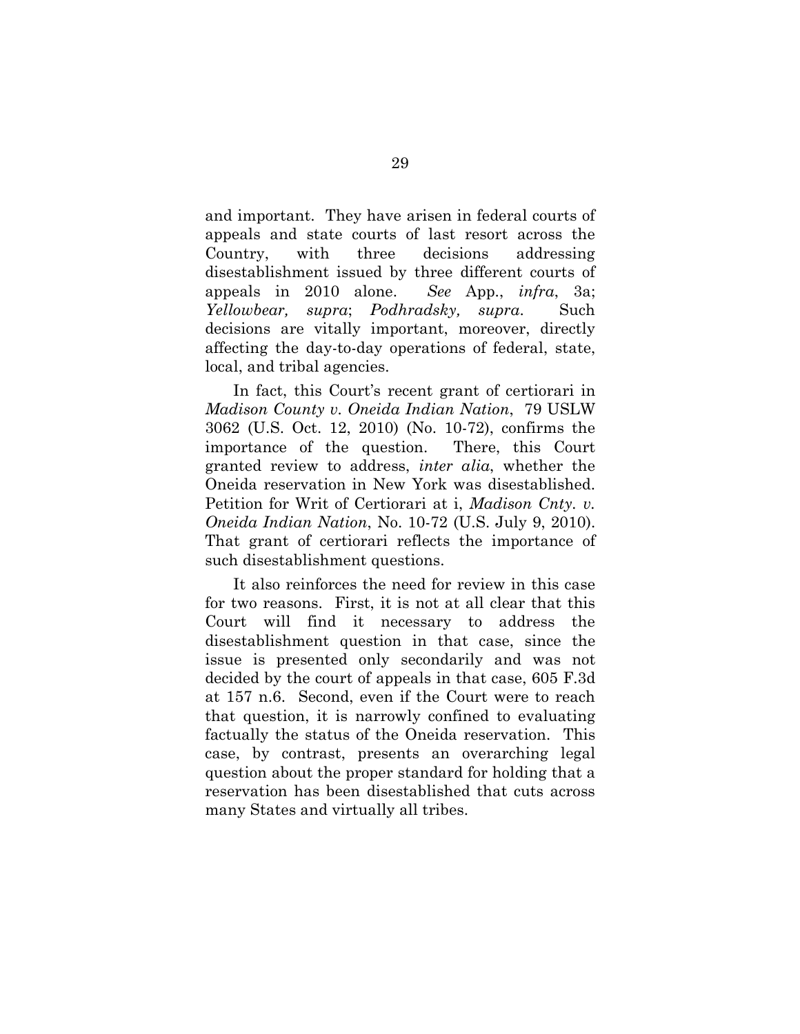and important. They have arisen in federal courts of appeals and state courts of last resort across the Country, with three decisions addressing disestablishment issued by three different courts of appeals in 2010 alone. *See* App., *infra*, 3a; *Yellowbear, supra*; *Podhradsky, supra*. Such decisions are vitally important, moreover, directly affecting the day-to-day operations of federal, state, local, and tribal agencies.

In fact, this Court's recent grant of certiorari in *Madison County v. Oneida Indian Nation*, 79 USLW 3062 (U.S. Oct. 12, 2010) (No. 10-72), confirms the importance of the question. There, this Court granted review to address, *inter alia*, whether the Oneida reservation in New York was disestablished. Petition for Writ of Certiorari at i, *Madison Cnty. v. Oneida Indian Nation*, No. 10-72 (U.S. July 9, 2010). That grant of certiorari reflects the importance of such disestablishment questions.

It also reinforces the need for review in this case for two reasons. First, it is not at all clear that this Court will find it necessary to address the disestablishment question in that case, since the issue is presented only secondarily and was not decided by the court of appeals in that case, 605 F.3d at 157 n.6. Second, even if the Court were to reach that question, it is narrowly confined to evaluating factually the status of the Oneida reservation. This case, by contrast, presents an overarching legal question about the proper standard for holding that a reservation has been disestablished that cuts across many States and virtually all tribes.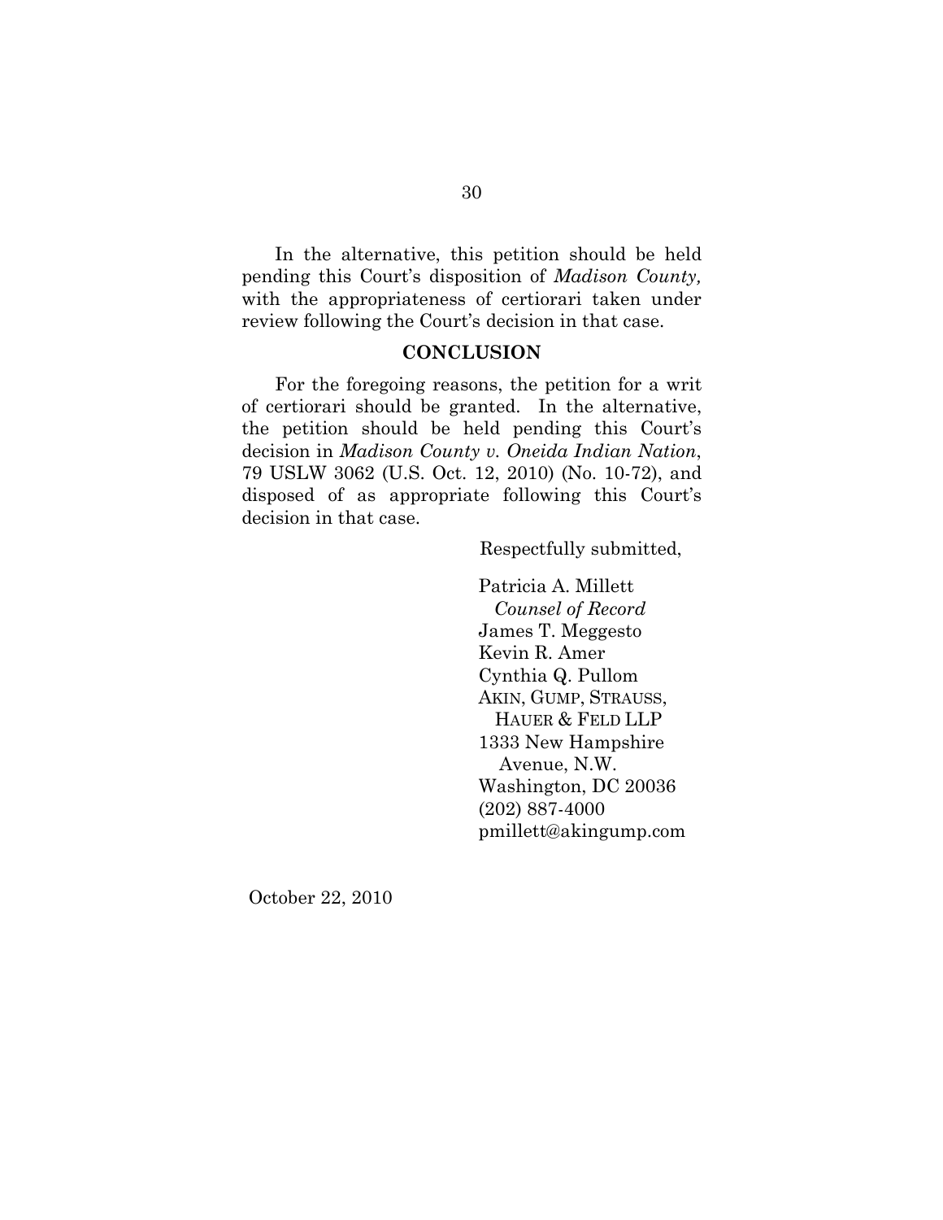In the alternative, this petition should be held pending this Court's disposition of *Madison County,* with the appropriateness of certiorari taken under review following the Court's decision in that case.

## CONCLUSION

For the foregoing reasons, the petition for a writ of certiorari should be granted. In the alternative, the petition should be held pending this Court's decision in *Madison County v. Oneida Indian Nation*, 79 USLW 3062 (U.S. Oct. 12, 2010) (No. 10-72), and disposed of as appropriate following this Court's decision in that case.

Respectfully submitted,

Patricia A. Millett
*Counsel of Record*
James T. Meggesto
Kevin R. Amer
Cynthia Q. Pullom
AKIN, GUMP, STRAUSS, HAUER & FELD LLP
1333 New Hampshire Avenue, N.W.
Washington, DC 20036
(202) 887-4000
pmillett@akingump.com

October 22, 2010